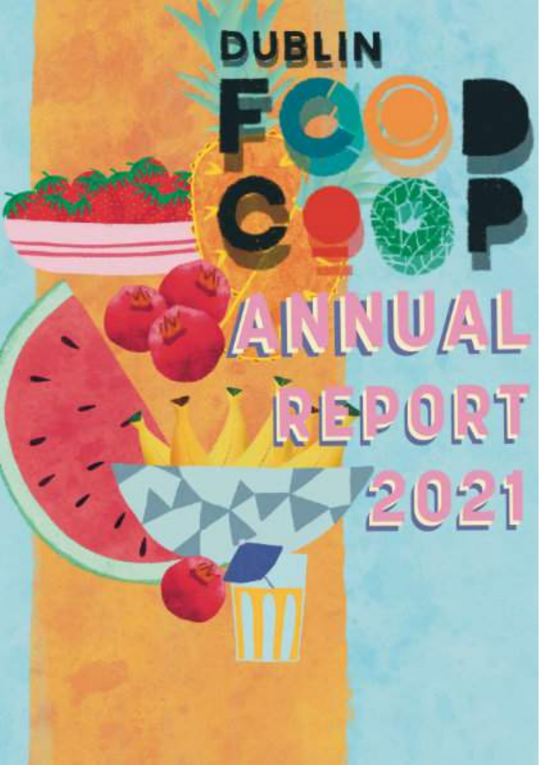# DUBLIN FOOD CO-OP

# ANNUAL REPORT 2021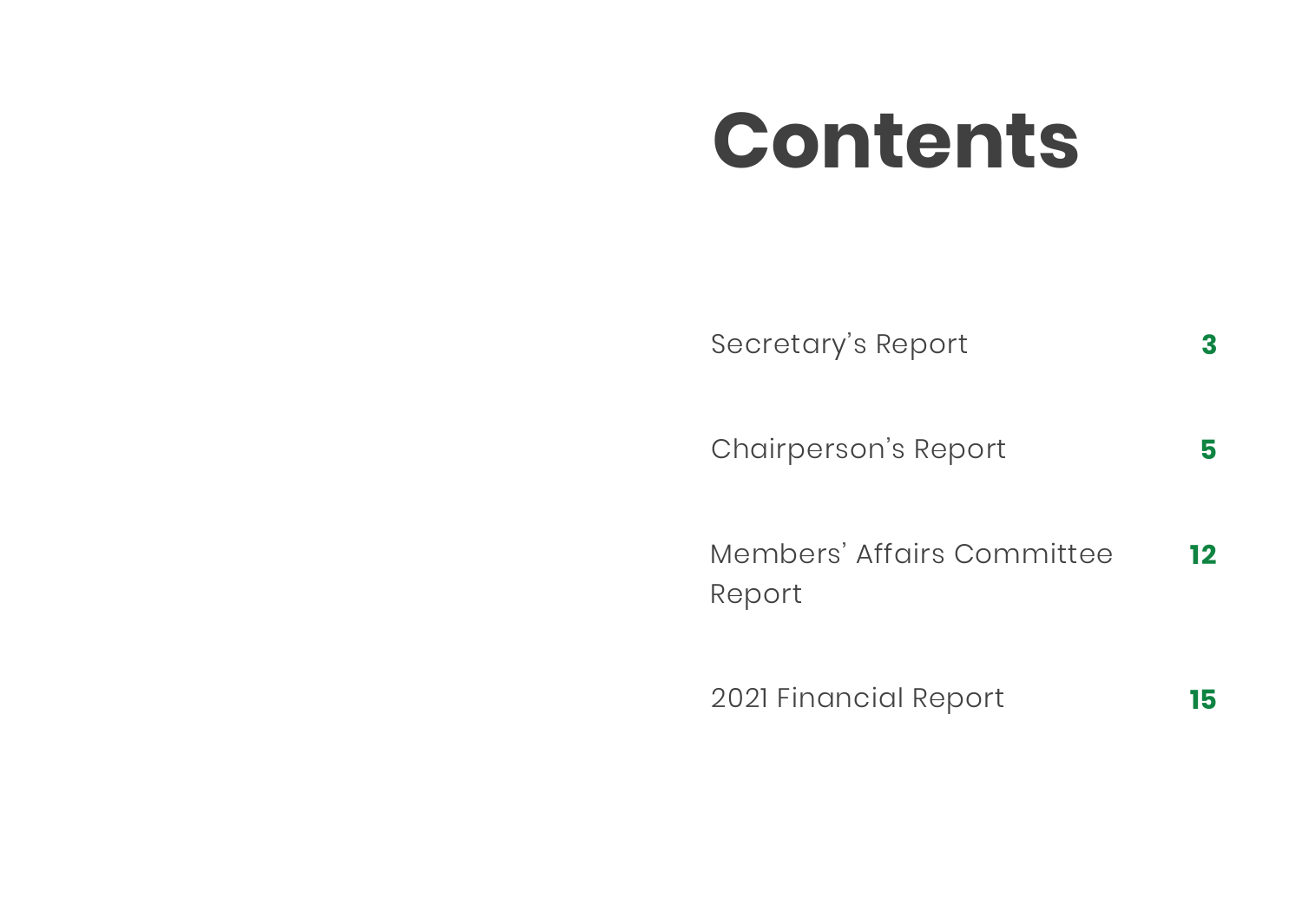# Contents

| | |
|---|---|
| Secretary's Report | 3 |
| Chairperson's Report | 5 |
| Members' Affairs Committee Report | 12 |
| 2021 Financial Report | 15 |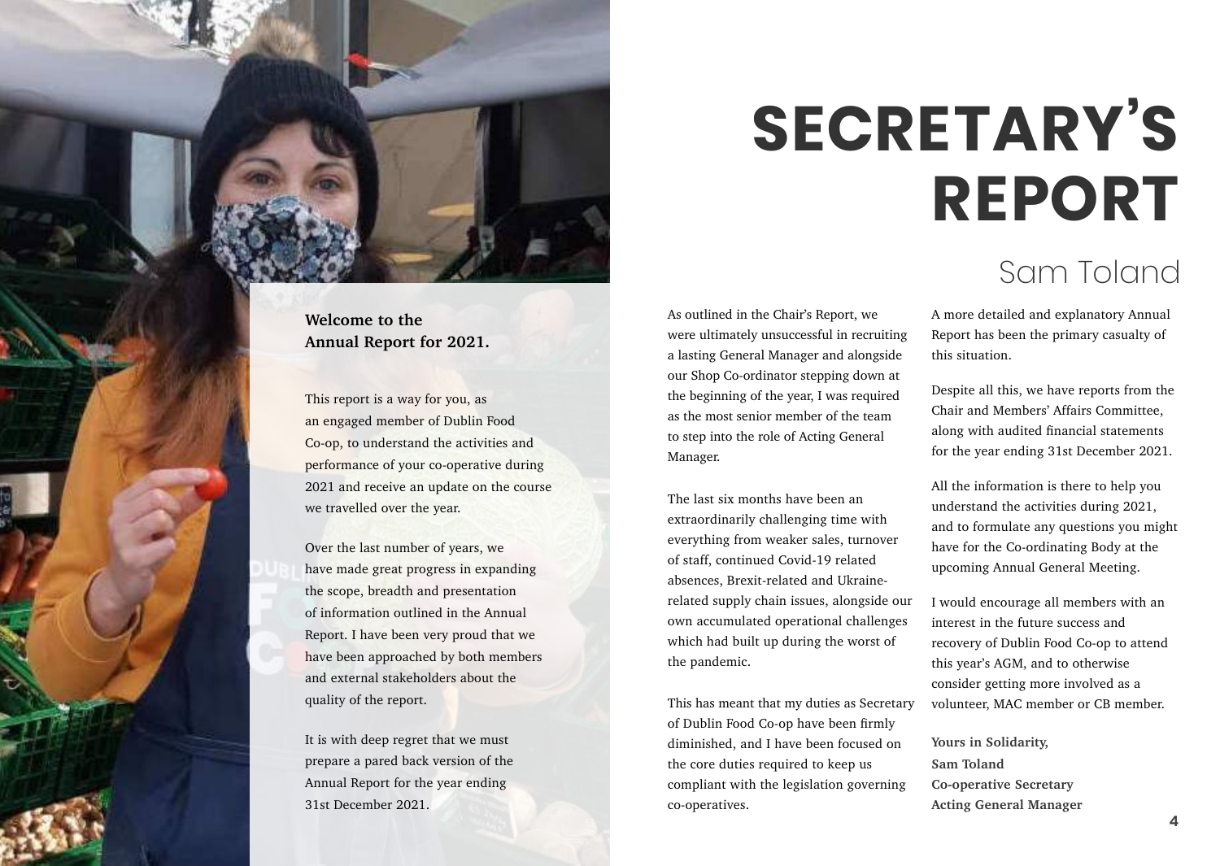# SECRETARY'S REPORT

## Sam Toland

**Welcome to the Annual Report for 2021.**

This report is a way for you, as an engaged member of Dublin Food Co-op, to understand the activities and performance of your co-operative during 2021 and receive an update on the course we travelled over the year.

Over the last number of years, we have made great progress in expanding the scope, breadth and presentation of information outlined in the Annual Report. I have been very proud that we have been approached by both members and external stakeholders about the quality of the report.

It is with deep regret that we must prepare a pared back version of the Annual Report for the year ending 31st December 2021.

As outlined in the Chair's Report, we were ultimately unsuccessful in recruiting a lasting General Manager and alongside our Shop Co-ordinator stepping down at the beginning of the year, I was required as the most senior member of the team to step into the role of Acting General Manager.

The last six months have been an extraordinarily challenging time with everything from weaker sales, turnover of staff, continued Covid-19 related absences, Brexit-related and Ukraine-related supply chain issues, alongside our own accumulated operational challenges which had built up during the worst of the pandemic.

This has meant that my duties as Secretary of Dublin Food Co-op have been firmly diminished, and I have been focused on the core duties required to keep us compliant with the legislation governing co-operatives.

A more detailed and explanatory Annual Report has been the primary casualty of this situation.

Despite all this, we have reports from the Chair and Members' Affairs Committee, along with audited financial statements for the year ending 31st December 2021.

All the information is there to help you understand the activities during 2021, and to formulate any questions you might have for the Co-ordinating Body at the upcoming Annual General Meeting.

I would encourage all members with an interest in the future success and recovery of Dublin Food Co-op to attend this year's AGM, and to otherwise consider getting more involved as a volunteer, MAC member or CB member.

**Yours in Solidarity,**
**Sam Toland**
**Co-operative Secretary**
**Acting General Manager**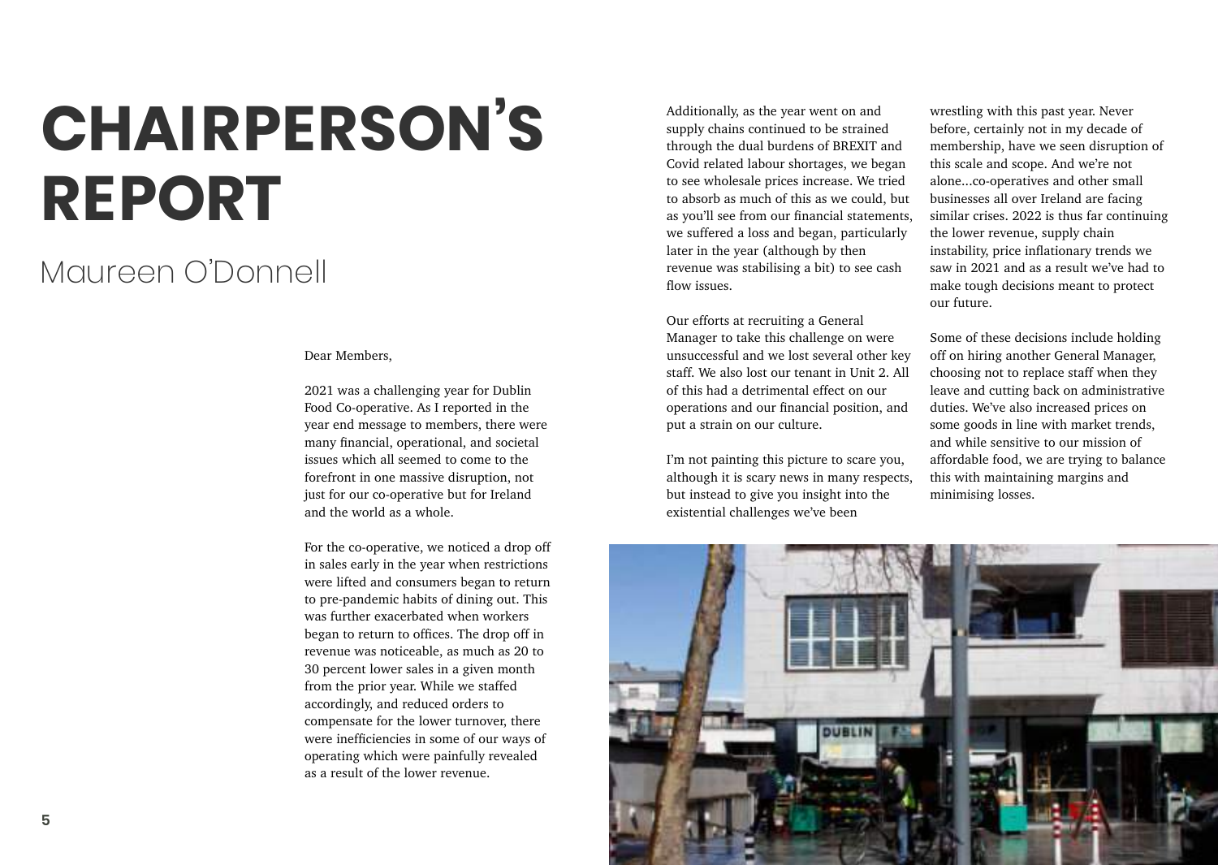# CHAIRPERSON'S REPORT

## Maureen O'Donnell

Dear Members,

2021 was a challenging year for Dublin Food Co-operative. As I reported in the year end message to members, there were many financial, operational, and societal issues which all seemed to come to the forefront in one massive disruption, not just for our co-operative but for Ireland and the world as a whole.

For the co-operative, we noticed a drop off in sales early in the year when restrictions were lifted and consumers began to return to pre-pandemic habits of dining out. This was further exacerbated when workers began to return to offices. The drop off in revenue was noticeable, as much as 20 to 30 percent lower sales in a given month from the prior year. While we staffed accordingly, and reduced orders to compensate for the lower turnover, there were inefficiencies in some of our ways of operating which were painfully revealed as a result of the lower revenue.

Additionally, as the year went on and supply chains continued to be strained through the dual burdens of BREXIT and Covid related labour shortages, we began to see wholesale prices increase. We tried to absorb as much of this as we could, but as you'll see from our financial statements, we suffered a loss and began, particularly later in the year (although by then revenue was stabilising a bit) to see cash flow issues.

Our efforts at recruiting a General Manager to take this challenge on were unsuccessful and we lost several other key staff. We also lost our tenant in Unit 2. All of this had a detrimental effect on our operations and our financial position, and put a strain on our culture.

I'm not painting this picture to scare you, although it is scary news in many respects, but instead to give you insight into the existential challenges we've been wrestling with this past year. Never before, certainly not in my decade of membership, have we seen disruption of this scale and scope. And we're not alone...co-operatives and other small businesses all over Ireland are facing similar crises. 2022 is thus far continuing the lower revenue, supply chain instability, price inflationary trends we saw in 2021 and as a result we've had to make tough decisions meant to protect our future.

Some of these decisions include holding off on hiring another General Manager, choosing not to replace staff when they leave and cutting back on administrative duties. We've also increased prices on some goods in line with market trends, and while sensitive to our mission of affordable food, we are trying to balance this with maintaining margins and minimising losses.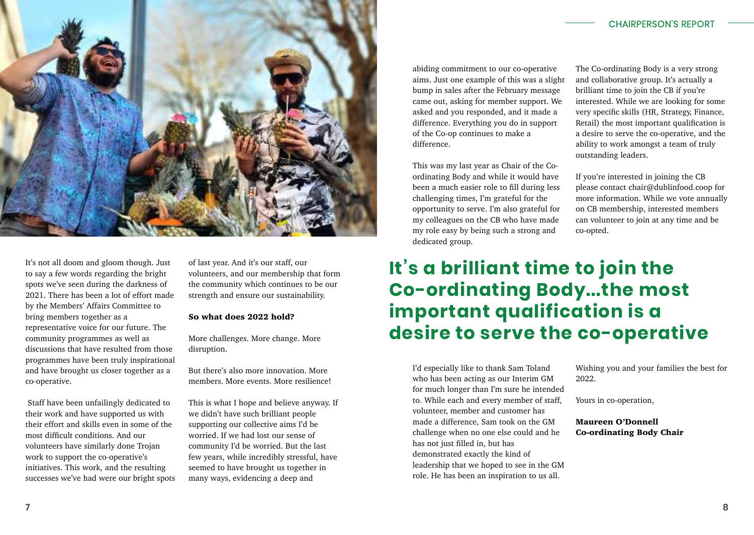It's not all doom and gloom though. Just to say a few words regarding the bright spots we've seen during the darkness of 2021. There has been a lot of effort made by the Members' Affairs Committee to bring members together as a representative voice for our future. The community programmes as well as discussions that have resulted from those programmes have been truly inspirational and have brought us closer together as a co-operative.

Staff have been unfailingly dedicated to their work and have supported us with their effort and skills even in some of the most difficult conditions. And our volunteers have similarly done Trojan work to support the co-operative's initiatives. This work, and the resulting successes we've had were our bright spots of last year. And it's our staff, our volunteers, and our membership that form the community which continues to be our strength and ensure our sustainability.

**So what does 2022 hold?**

More challenges. More change. More disruption.

But there's also more innovation. More members. More events. More resilience!

This is what I hope and believe anyway. If we didn't have such brilliant people supporting our collective aims I'd be worried. If we had lost our sense of community I'd be worried. But the last few years, while incredibly stressful, have seemed to have brought us together in many ways, evidencing a deep and abiding commitment to our co-operative aims. Just one example of this was a slight bump in sales after the February message came out, asking for member support. We asked and you responded, and it made a difference. Everything you do in support of the Co-op continues to make a difference.

This was my last year as Chair of the Co-ordinating Body and while it would have been a much easier role to fill during less challenging times, I'm grateful for the opportunity to serve. I'm also grateful for my colleagues on the CB who have made my role easy by being such a strong and dedicated group.

The Co-ordinating Body is a very strong and collaborative group. It's actually a brilliant time to join the CB if you're interested. While we are looking for some very specific skills (HR, Strategy, Finance, Retail) the most important qualification is a desire to serve the co-operative, and the ability to work amongst a team of truly outstanding leaders.

If you're interested in joining the CB please contact chair@dublinfood.coop for more information. While we vote annually on CB membership, interested members can volunteer to join at any time and be co-opted.

## It's a brilliant time to join the Co-ordinating Body...the most important qualification is a desire to serve the co-operative

I'd especially like to thank Sam Toland who has been acting as our Interim GM for much longer than I'm sure he intended to. While each and every member of staff, volunteer, member and customer has made a difference, Sam took on the GM challenge when no one else could and he has not just filled in, but has demonstrated exactly the kind of leadership that we hoped to see in the GM role. He has been an inspiration to us all.

Wishing you and your families the best for 2022.

Yours in co-operation,

**Maureen O'Donnell**
**Co-ordinating Body Chair**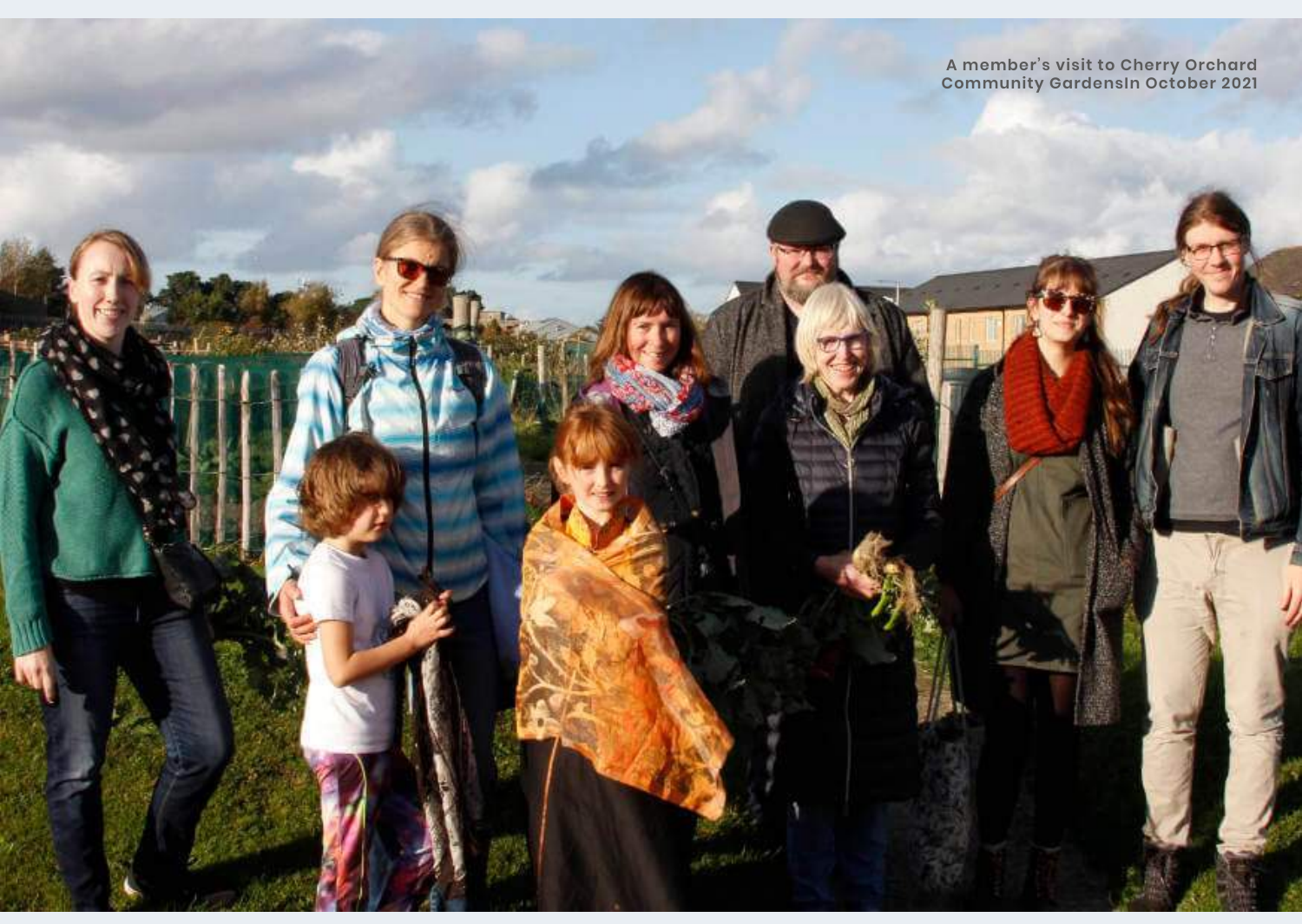A member's visit to Cherry Orchard Community GardensIn October 2021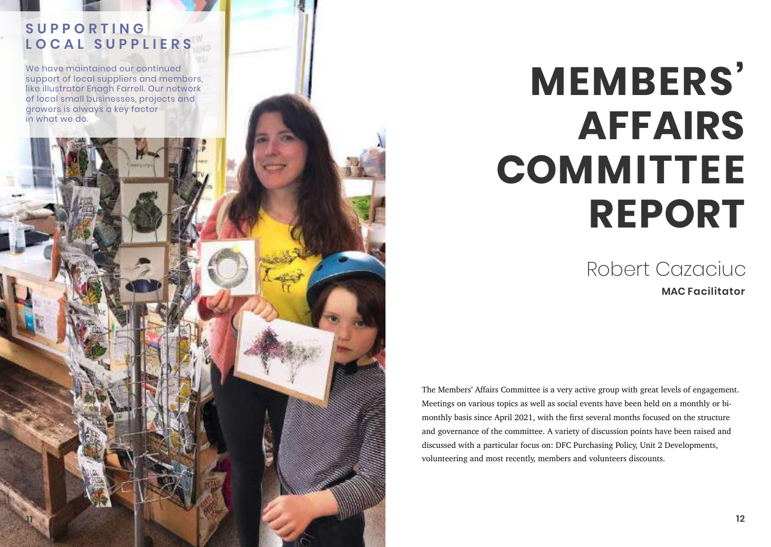## SUPPORTING LOCAL SUPPLIERS

We have maintained our continued support of local suppliers and members, like illustrator Enagh Farrell. Our network of local small businesses, projects and growers is always a key factor in what we do.

# MEMBERS' AFFAIRS COMMITTEE REPORT

Robert Cazaciuc

**MAC Facilitator**

The Members' Affairs Committee is a very active group with great levels of engagement. Meetings on various topics as well as social events have been held on a monthly or bi-monthly basis since April 2021, with the first several months focused on the structure and governance of the committee. A variety of discussion points have been raised and discussed with a particular focus on: DFC Purchasing Policy, Unit 2 Developments, volunteering and most recently, members and volunteers discounts.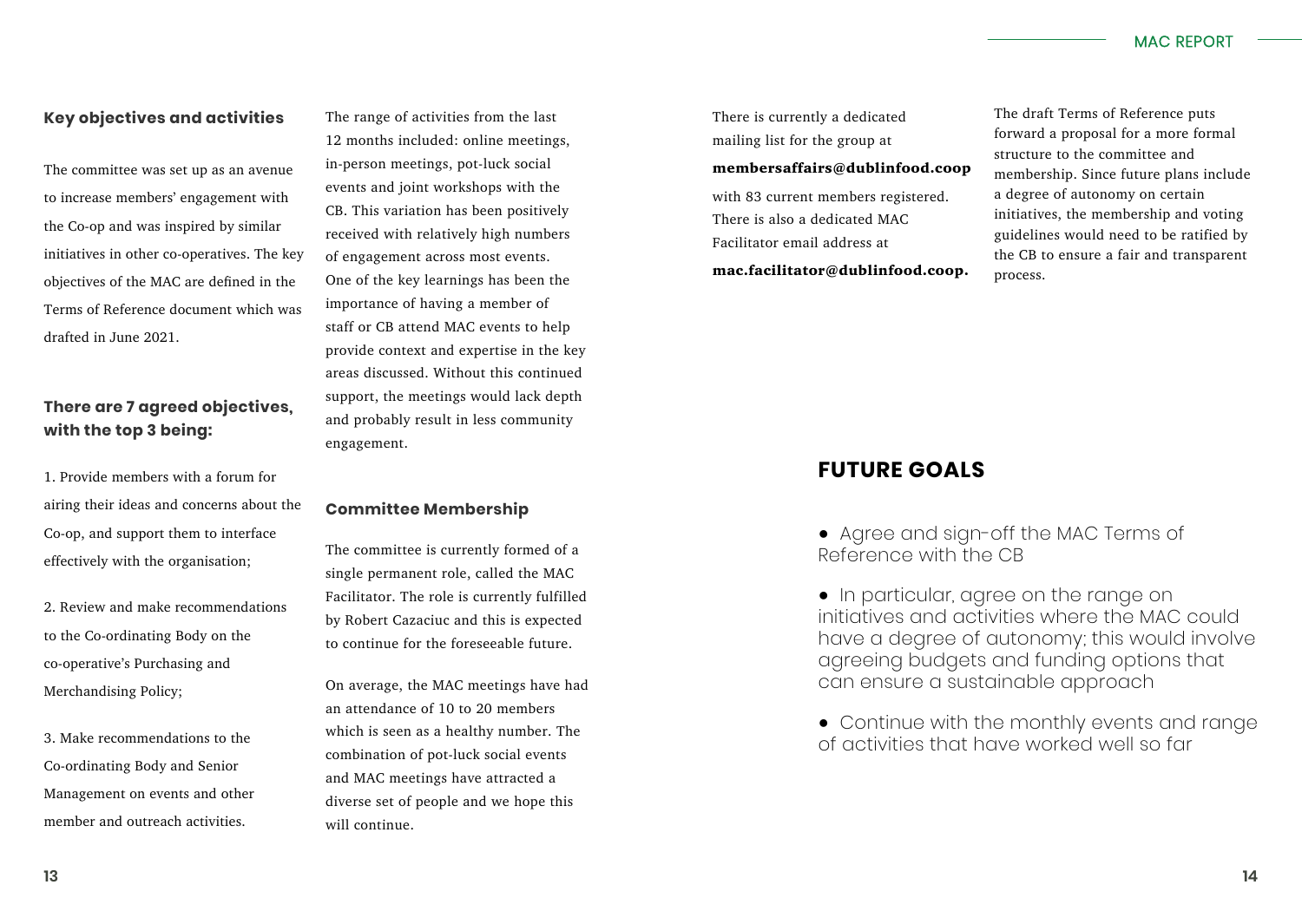### Key objectives and activities

The committee was set up as an avenue to increase members' engagement with the Co-op and was inspired by similar initiatives in other co-operatives. The key objectives of the MAC are defined in the Terms of Reference document which was drafted in June 2021.

### There are 7 agreed objectives, with the top 3 being:

1. Provide members with a forum for airing their ideas and concerns about the Co-op, and support them to interface effectively with the organisation;

2. Review and make recommendations to the Co-ordinating Body on the co-operative's Purchasing and Merchandising Policy;

3. Make recommendations to the Co-ordinating Body and Senior Management on events and other member and outreach activities.

The range of activities from the last 12 months included: online meetings, in-person meetings, pot-luck social events and joint workshops with the CB. This variation has been positively received with relatively high numbers of engagement across most events. One of the key learnings has been the importance of having a member of staff or CB attend MAC events to help provide context and expertise in the key areas discussed. Without this continued support, the meetings would lack depth and probably result in less community engagement.

### Committee Membership

The committee is currently formed of a single permanent role, called the MAC Facilitator. The role is currently fulfilled by Robert Cazaciuc and this is expected to continue for the foreseeable future.

On average, the MAC meetings have had an attendance of 10 to 20 members which is seen as a healthy number. The combination of pot-luck social events and MAC meetings have attracted a diverse set of people and we hope this will continue.

There is currently a dedicated mailing list for the group at

**membersaffairs@dublinfood.coop**

with 83 current members registered. There is also a dedicated MAC Facilitator email address at

**mac.facilitator@dublinfood.coop.**

The draft Terms of Reference puts forward a proposal for a more formal structure to the committee and membership. Since future plans include a degree of autonomy on certain initiatives, the membership and voting guidelines would need to be ratified by the CB to ensure a fair and transparent process.

## FUTURE GOALS

- Agree and sign-off the MAC Terms of Reference with the CB
- In particular, agree on the range on initiatives and activities where the MAC could have a degree of autonomy; this would involve agreeing budgets and funding options that can ensure a sustainable approach
- Continue with the monthly events and range of activities that have worked well so far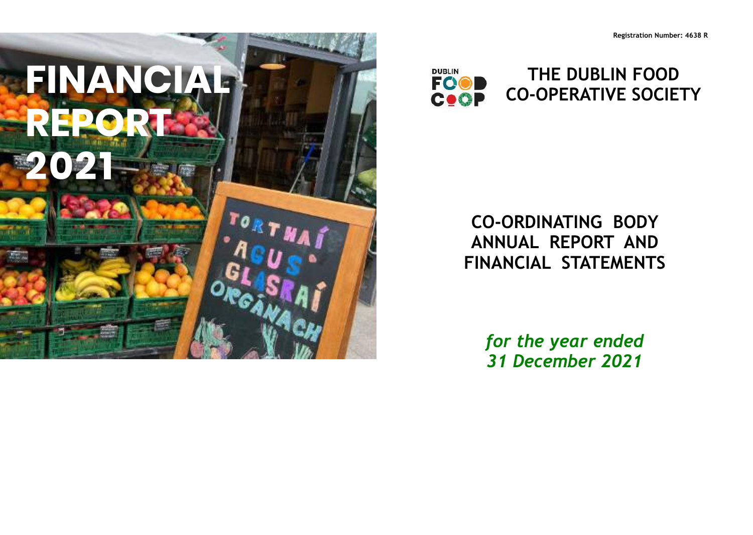Registration Number: 4638 R

# FINANCIAL REPORT 2021

# THE DUBLIN FOOD CO-OPERATIVE SOCIETY

## CO-ORDINATING BODY ANNUAL REPORT AND FINANCIAL STATEMENTS

*for the year ended 31 December 2021*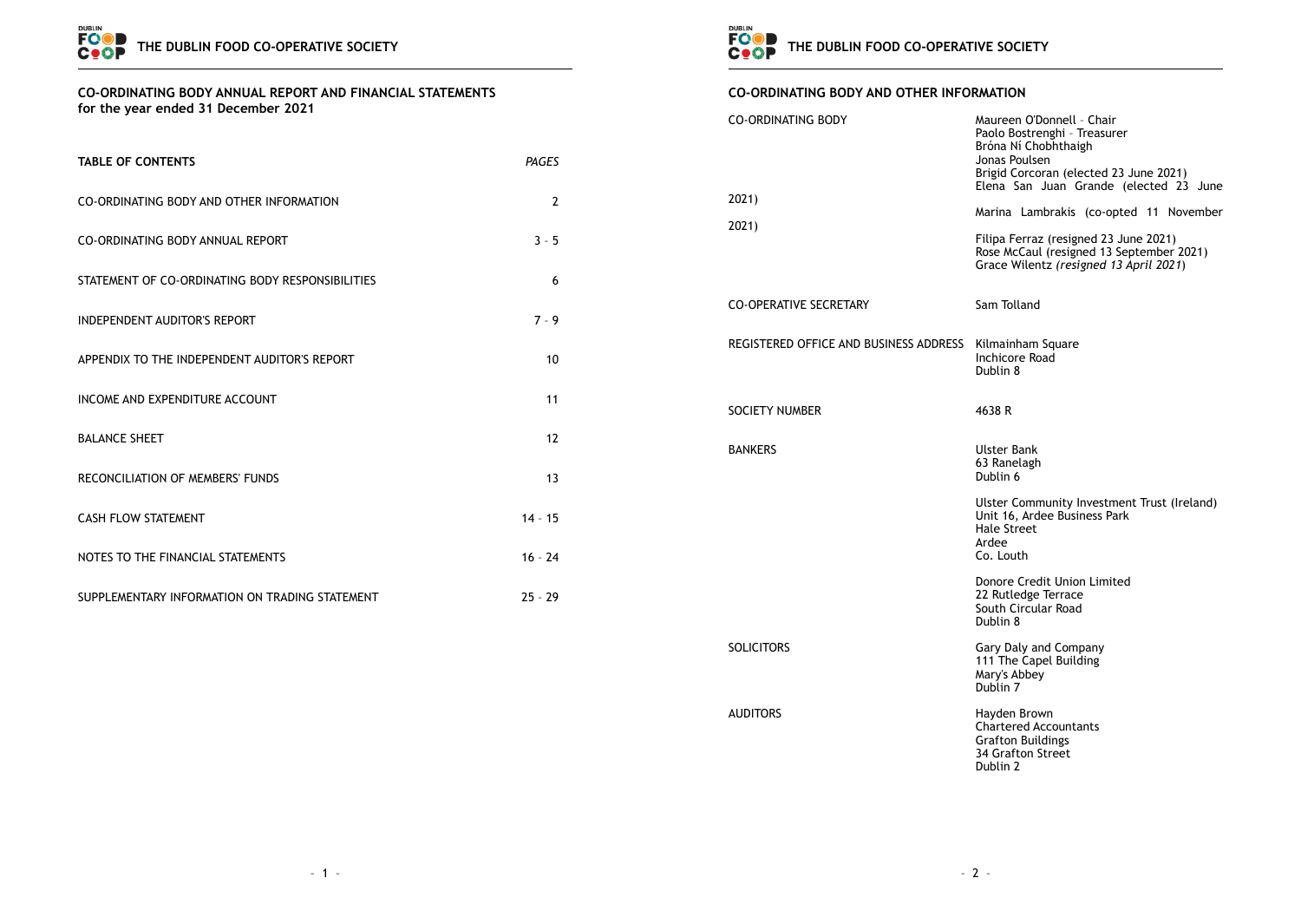## CO-ORDINATING BODY ANNUAL REPORT AND FINANCIAL STATEMENTS
**for the year ended 31 December 2021**

| TABLE OF CONTENTS | *PAGES* |
|---|---|
| CO-ORDINATING BODY AND OTHER INFORMATION | 2 |
| CO-ORDINATING BODY ANNUAL REPORT | 3 - 5 |
| STATEMENT OF CO-ORDINATING BODY RESPONSIBILITIES | 6 |
| INDEPENDENT AUDITOR'S REPORT | 7 - 9 |
| APPENDIX TO THE INDEPENDENT AUDITOR'S REPORT | 10 |
| INCOME AND EXPENDITURE ACCOUNT | 11 |
| BALANCE SHEET | 12 |
| RECONCILIATION OF MEMBERS' FUNDS | 13 |
| CASH FLOW STATEMENT | 14 - 15 |
| NOTES TO THE FINANCIAL STATEMENTS | 16 - 24 |
| SUPPLEMENTARY INFORMATION ON TRADING STATEMENT | 25 - 29 |

## CO-ORDINATING BODY AND OTHER INFORMATION

| | |
|---|---|
| CO-ORDINATING BODY | Maureen O'Donnell - Chair<br>Paolo Bostrenghi - Treasurer<br>Bróna Ní Chobhthaigh<br>Jonas Poulsen<br>Brigid Corcoran (elected 23 June 2021)<br>Elena San Juan Grande (elected 23 June 2021)<br>Marina Lambrakis (co-opted 11 November 2021)<br>Filipa Ferraz (resigned 23 June 2021)<br>Rose McCaul (resigned 13 September 2021)<br>Grace Wilentz *(resigned 13 April 2021)* |
| CO-OPERATIVE SECRETARY | Sam Tolland |
| REGISTERED OFFICE AND BUSINESS ADDRESS | Kilmainham Square<br>Inchicore Road<br>Dublin 8 |
| SOCIETY NUMBER | 4638 R |
| BANKERS | Ulster Bank<br>63 Ranelagh<br>Dublin 6<br><br>Ulster Community Investment Trust (Ireland)<br>Unit 16, Ardee Business Park<br>Hale Street<br>Ardee<br>Co. Louth<br><br>Donore Credit Union Limited<br>22 Rutledge Terrace<br>South Circular Road<br>Dublin 8 |
| SOLICITORS | Gary Daly and Company<br>111 The Capel Building<br>Mary's Abbey<br>Dublin 7 |
| AUDITORS | Hayden Brown<br>Chartered Accountants<br>Grafton Buildings<br>34 Grafton Street<br>Dublin 2 |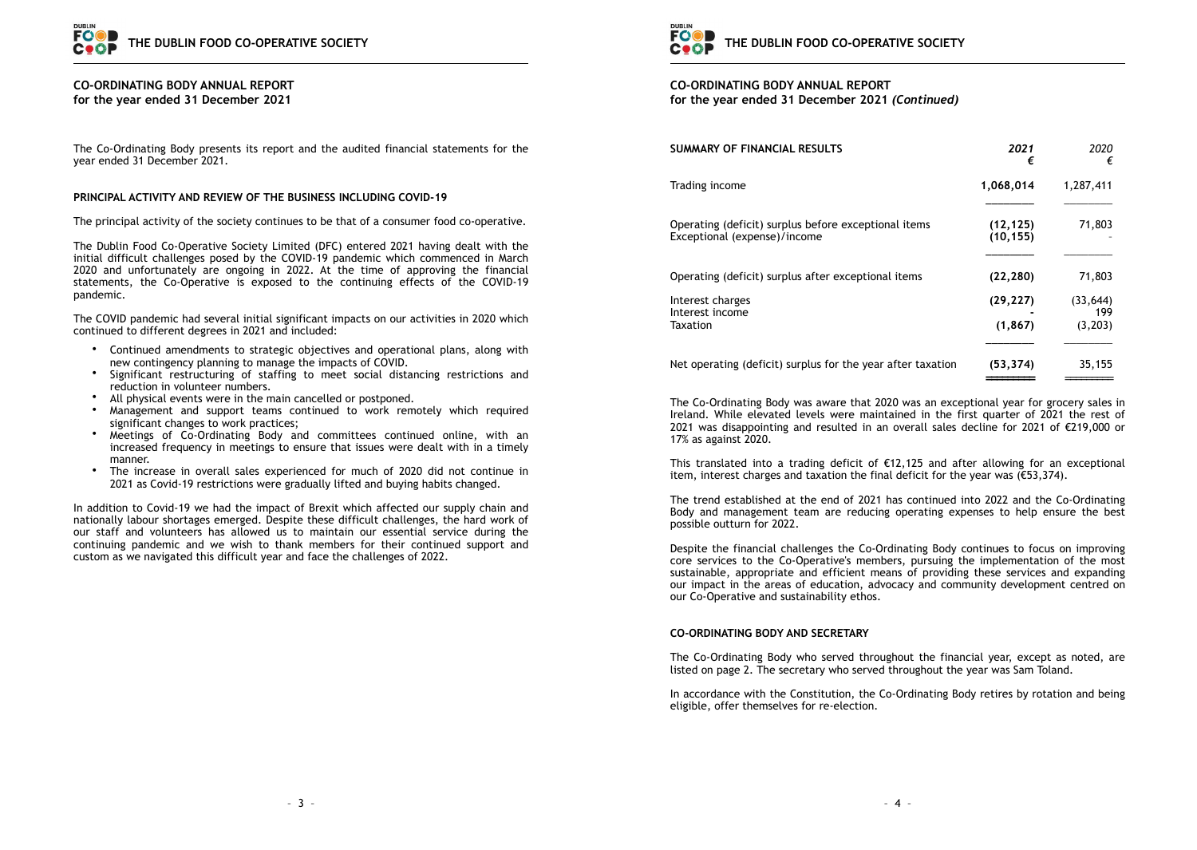## CO-ORDINATING BODY ANNUAL REPORT
**for the year ended 31 December 2021**

The Co-Ordinating Body presents its report and the audited financial statements for the year ended 31 December 2021.

### PRINCIPAL ACTIVITY AND REVIEW OF THE BUSINESS INCLUDING COVID-19

The principal activity of the society continues to be that of a consumer food co-operative.

The Dublin Food Co-Operative Society Limited (DFC) entered 2021 having dealt with the initial difficult challenges posed by the COVID-19 pandemic which commenced in March 2020 and unfortunately are ongoing in 2022. At the time of approving the financial statements, the Co-Operative is exposed to the continuing effects of the COVID-19 pandemic.

The COVID pandemic had several initial significant impacts on our activities in 2020 which continued to different degrees in 2021 and included:

- Continued amendments to strategic objectives and operational plans, along with new contingency planning to manage the impacts of COVID.
- Significant restructuring of staffing to meet social distancing restrictions and reduction in volunteer numbers.
- All physical events were in the main cancelled or postponed.
- Management and support teams continued to work remotely which required significant changes to work practices;
- Meetings of Co-Ordinating Body and committees continued online, with an increased frequency in meetings to ensure that issues were dealt with in a timely manner.
- The increase in overall sales experienced for much of 2020 did not continue in 2021 as Covid-19 restrictions were gradually lifted and buying habits changed.

In addition to Covid-19 we had the impact of Brexit which affected our supply chain and nationally labour shortages emerged. Despite these difficult challenges, the hard work of our staff and volunteers has allowed us to maintain our essential service during the continuing pandemic and we wish to thank members for their continued support and custom as we navigated this difficult year and face the challenges of 2022.

## CO-ORDINATING BODY ANNUAL REPORT
**for the year ended 31 December 2021 *(Continued)***

| SUMMARY OF FINANCIAL RESULTS | *2021* € | *2020* € |
|---|---|---|
| Trading income | **1,068,014** | 1,287,411 |
| Operating (deficit) surplus before exceptional items | **(12,125)** | 71,803 |
| Exceptional (expense)/income | **(10,155)** | - |
| Operating (deficit) surplus after exceptional items | **(22,280)** | 71,803 |
| Interest charges | **(29,227)** | (33,644) |
| Interest income | **-** | 199 |
| Taxation | **(1,867)** | (3,203) |
| Net operating (deficit) surplus for the year after taxation | **(53,374)** | 35,155 |

The Co-Ordinating Body was aware that 2020 was an exceptional year for grocery sales in Ireland. While elevated levels were maintained in the first quarter of 2021 the rest of 2021 was disappointing and resulted in an overall sales decline for 2021 of €219,000 or 17% as against 2020.

This translated into a trading deficit of €12,125 and after allowing for an exceptional item, interest charges and taxation the final deficit for the year was (€53,374).

The trend established at the end of 2021 has continued into 2022 and the Co-Ordinating Body and management team are reducing operating expenses to help ensure the best possible outturn for 2022.

Despite the financial challenges the Co-Ordinating Body continues to focus on improving core services to the Co-Operative's members, pursuing the implementation of the most sustainable, appropriate and efficient means of providing these services and expanding our impact in the areas of education, advocacy and community development centred on our Co-Operative and sustainability ethos.

### CO-ORDINATING BODY AND SECRETARY

The Co-Ordinating Body who served throughout the financial year, except as noted, are listed on page 2. The secretary who served throughout the year was Sam Toland.

In accordance with the Constitution, the Co-Ordinating Body retires by rotation and being eligible, offer themselves for re-election.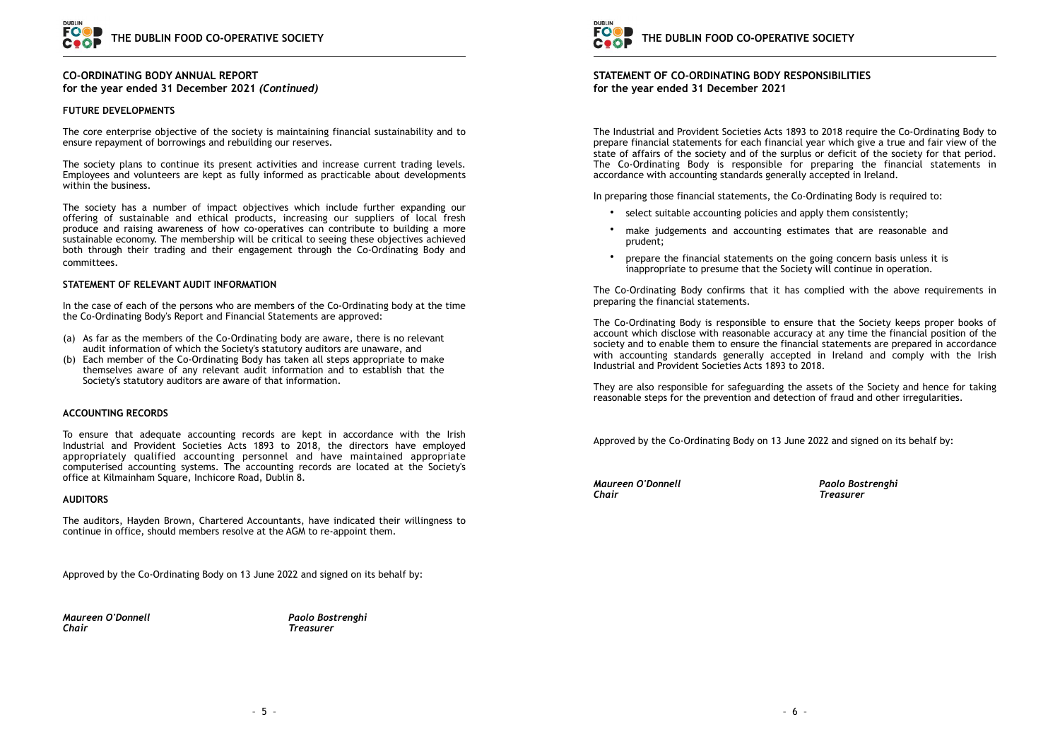## CO-ORDINATING BODY ANNUAL REPORT
**for the year ended 31 December 2021** ***(Continued)***

### FUTURE DEVELOPMENTS

The core enterprise objective of the society is maintaining financial sustainability and to ensure repayment of borrowings and rebuilding our reserves.

The society plans to continue its present activities and increase current trading levels. Employees and volunteers are kept as fully informed as practicable about developments within the business.

The society has a number of impact objectives which include further expanding our offering of sustainable and ethical products, increasing our suppliers of local fresh produce and raising awareness of how co-operatives can contribute to building a more sustainable economy. The membership will be critical to seeing these objectives achieved both through their trading and their engagement through the Co-Ordinating Body and committees.

### STATEMENT OF RELEVANT AUDIT INFORMATION

In the case of each of the persons who are members of the Co-Ordinating body at the time the Co-Ordinating Body's Report and Financial Statements are approved:

(a) As far as the members of the Co-Ordinating body are aware, there is no relevant audit information of which the Society's statutory auditors are unaware, and
(b) Each member of the Co-Ordinating Body has taken all steps appropriate to make themselves aware of any relevant audit information and to establish that the Society's statutory auditors are aware of that information.

### ACCOUNTING RECORDS

To ensure that adequate accounting records are kept in accordance with the Irish Industrial and Provident Societies Acts 1893 to 2018, the directors have employed appropriately qualified accounting personnel and have maintained appropriate computerised accounting systems. The accounting records are located at the Society's office at Kilmainham Square, Inchicore Road, Dublin 8.

### AUDITORS

The auditors, Hayden Brown, Chartered Accountants, have indicated their willingness to continue in office, should members resolve at the AGM to re-appoint them.

Approved by the Co-Ordinating Body on 13 June 2022 and signed on its behalf by:

***Maureen O'Donnell***
***Chair***

***Paolo Bostrenghi***
***Treasurer***

## STATEMENT OF CO-ORDINATING BODY RESPONSIBILITIES
**for the year ended 31 December 2021**

The Industrial and Provident Societies Acts 1893 to 2018 require the Co-Ordinating Body to prepare financial statements for each financial year which give a true and fair view of the state of affairs of the society and of the surplus or deficit of the society for that period. The Co-Ordinating Body is responsible for preparing the financial statements in accordance with accounting standards generally accepted in Ireland.

In preparing those financial statements, the Co-Ordinating Body is required to:

- select suitable accounting policies and apply them consistently;
- make judgements and accounting estimates that are reasonable and prudent;
- prepare the financial statements on the going concern basis unless it is inappropriate to presume that the Society will continue in operation.

The Co-Ordinating Body confirms that it has complied with the above requirements in preparing the financial statements.

The Co-Ordinating Body is responsible to ensure that the Society keeps proper books of account which disclose with reasonable accuracy at any time the financial position of the society and to enable them to ensure the financial statements are prepared in accordance with accounting standards generally accepted in Ireland and comply with the Irish Industrial and Provident Societies Acts 1893 to 2018.

They are also responsible for safeguarding the assets of the Society and hence for taking reasonable steps for the prevention and detection of fraud and other irregularities.

Approved by the Co-Ordinating Body on 13 June 2022 and signed on its behalf by:

***Maureen O'Donnell***
***Chair***

***Paolo Bostrenghi***
***Treasurer***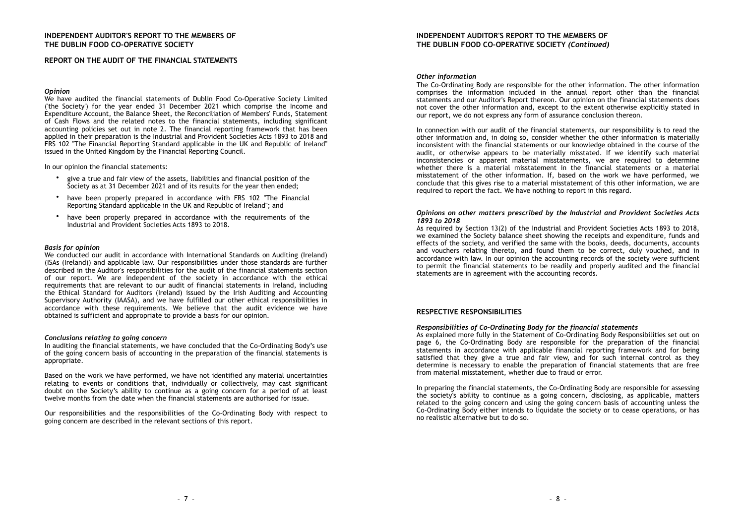# INDEPENDENT AUDITOR'S REPORT TO THE MEMBERS OF THE DUBLIN FOOD CO-OPERATIVE SOCIETY

## REPORT ON THE AUDIT OF THE FINANCIAL STATEMENTS

### *Opinion*

We have audited the financial statements of Dublin Food Co-Operative Society Limited ('the Society') for the year ended 31 December 2021 which comprise the Income and Expenditure Account, the Balance Sheet, the Reconciliation of Members' Funds, Statement of Cash Flows and the related notes to the financial statements, including significant accounting policies set out in note 2. The financial reporting framework that has been applied in their preparation is the Industrial and Provident Societies Acts 1893 to 2018 and FRS 102 "The Financial Reporting Standard applicable in the UK and Republic of Ireland" issued in the United Kingdom by the Financial Reporting Council.

In our opinion the financial statements:

- give a true and fair view of the assets, liabilities and financial position of the Society as at 31 December 2021 and of its results for the year then ended;
- have been properly prepared in accordance with FRS 102 "The Financial Reporting Standard applicable in the UK and Republic of Ireland"; and
- have been properly prepared in accordance with the requirements of the Industrial and Provident Societies Acts 1893 to 2018.

### *Basis for opinion*

We conducted our audit in accordance with International Standards on Auditing (Ireland) (ISAs (Ireland)) and applicable law. Our responsibilities under those standards are further described in the Auditor's responsibilities for the audit of the financial statements section of our report. We are independent of the society in accordance with the ethical requirements that are relevant to our audit of financial statements in Ireland, including the Ethical Standard for Auditors (Ireland) issued by the Irish Auditing and Accounting Supervisory Authority (IAASA), and we have fulfilled our other ethical responsibilities in accordance with these requirements. We believe that the audit evidence we have obtained is sufficient and appropriate to provide a basis for our opinion.

### *Conclusions relating to going concern*

In auditing the financial statements, we have concluded that the Co-Ordinating Body's use of the going concern basis of accounting in the preparation of the financial statements is appropriate.

Based on the work we have performed, we have not identified any material uncertainties relating to events or conditions that, individually or collectively, may cast significant doubt on the Society's ability to continue as a going concern for a period of at least twelve months from the date when the financial statements are authorised for issue.

Our responsibilities and the responsibilities of the Co-Ordinating Body with respect to going concern are described in the relevant sections of this report.

# INDEPENDENT AUDITOR'S REPORT TO THE MEMBERS OF THE DUBLIN FOOD CO-OPERATIVE SOCIETY *(Continued)*

### *Other information*

The Co-Ordinating Body are responsible for the other information. The other information comprises the information included in the annual report other than the financial statements and our Auditor's Report thereon. Our opinion on the financial statements does not cover the other information and, except to the extent otherwise explicitly stated in our report, we do not express any form of assurance conclusion thereon.

In connection with our audit of the financial statements, our responsibility is to read the other information and, in doing so, consider whether the other information is materially inconsistent with the financial statements or our knowledge obtained in the course of the audit, or otherwise appears to be materially misstated. If we identify such material inconsistencies or apparent material misstatements, we are required to determine whether there is a material misstatement in the financial statements or a material misstatement of the other information. If, based on the work we have performed, we conclude that this gives rise to a material misstatement of this other information, we are required to report the fact. We have nothing to report in this regard.

### *Opinions on other matters prescribed by the Industrial and Provident Societies Acts 1893 to 2018*

As required by Section 13(2) of the Industrial and Provident Societies Acts 1893 to 2018, we examined the Society balance sheet showing the receipts and expenditure, funds and effects of the society, and verified the same with the books, deeds, documents, accounts and vouchers relating thereto, and found them to be correct, duly vouched, and in accordance with law. In our opinion the accounting records of the society were sufficient to permit the financial statements to be readily and properly audited and the financial statements are in agreement with the accounting records.

## RESPECTIVE RESPONSIBILITIES

### *Responsibilities of Co-Ordinating Body for the financial statements*

As explained more fully in the Statement of Co-Ordinating Body Responsibilities set out on page 6, the Co-Ordinating Body are responsible for the preparation of the financial statements in accordance with applicable financial reporting framework and for being satisfied that they give a true and fair view, and for such internal control as they determine is necessary to enable the preparation of financial statements that are free from material misstatement, whether due to fraud or error.

In preparing the financial statements, the Co-Ordinating Body are responsible for assessing the society's ability to continue as a going concern, disclosing, as applicable, matters related to the going concern and using the going concern basis of accounting unless the Co-Ordinating Body either intends to liquidate the society or to cease operations, or has no realistic alternative but to do so.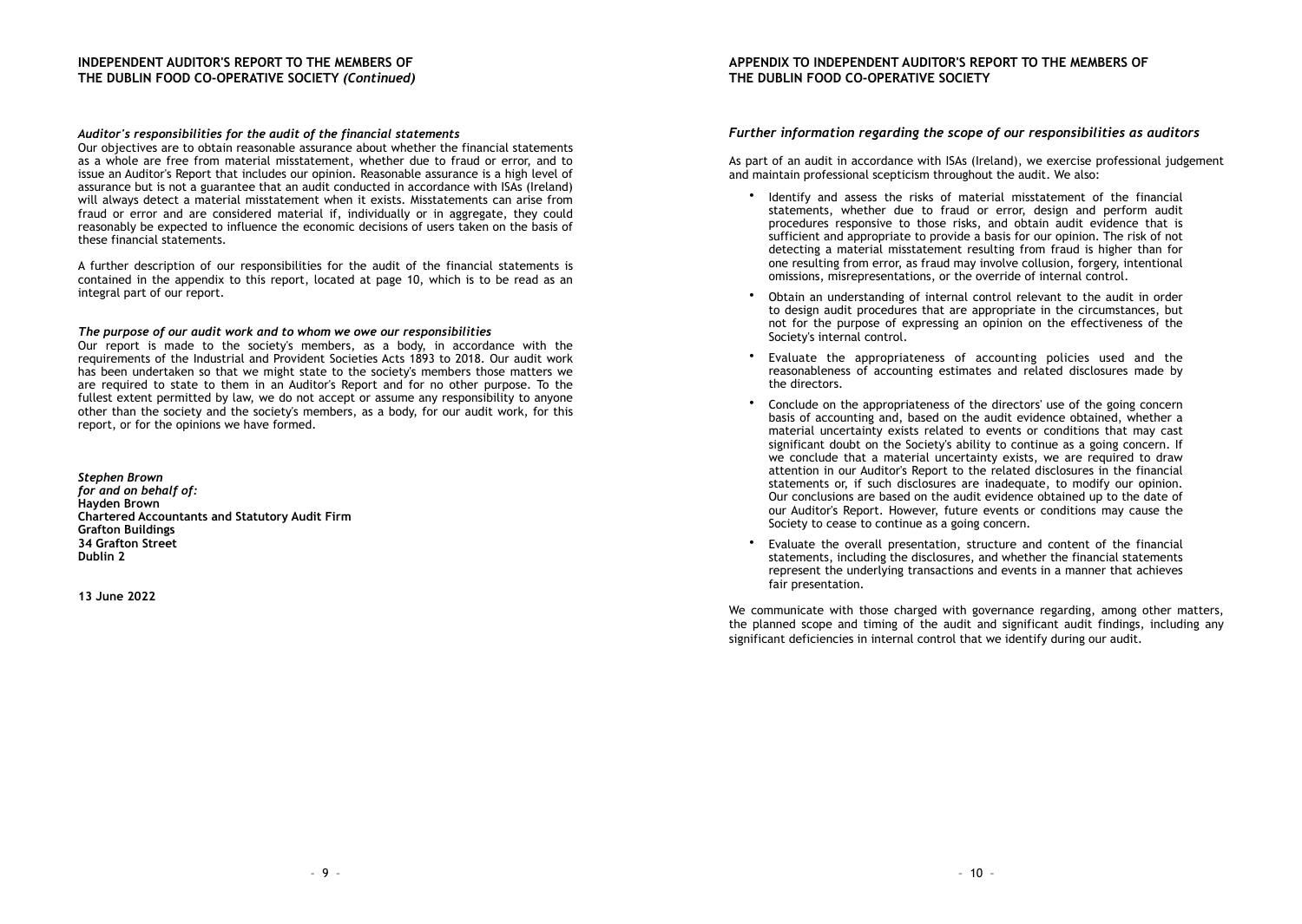## INDEPENDENT AUDITOR'S REPORT TO THE MEMBERS OF THE DUBLIN FOOD CO-OPERATIVE SOCIETY *(Continued)*

***Auditor's responsibilities for the audit of the financial statements***

Our objectives are to obtain reasonable assurance about whether the financial statements as a whole are free from material misstatement, whether due to fraud or error, and to issue an Auditor's Report that includes our opinion. Reasonable assurance is a high level of assurance but is not a guarantee that an audit conducted in accordance with ISAs (Ireland) will always detect a material misstatement when it exists. Misstatements can arise from fraud or error and are considered material if, individually or in aggregate, they could reasonably be expected to influence the economic decisions of users taken on the basis of these financial statements.

A further description of our responsibilities for the audit of the financial statements is contained in the appendix to this report, located at page 10, which is to be read as an integral part of our report.

***The purpose of our audit work and to whom we owe our responsibilities***

Our report is made to the society's members, as a body, in accordance with the requirements of the Industrial and Provident Societies Acts 1893 to 2018. Our audit work has been undertaken so that we might state to the society's members those matters we are required to state to them in an Auditor's Report and for no other purpose. To the fullest extent permitted by law, we do not accept or assume any responsibility to anyone other than the society and the society's members, as a body, for our audit work, for this report, or for the opinions we have formed.

***Stephen Brown***
***for and on behalf of:***
**Hayden Brown**
**Chartered Accountants and Statutory Audit Firm**
**Grafton Buildings**
**34 Grafton Street**
**Dublin 2**

**13 June 2022**

## APPENDIX TO INDEPENDENT AUDITOR'S REPORT TO THE MEMBERS OF THE DUBLIN FOOD CO-OPERATIVE SOCIETY

### *Further information regarding the scope of our responsibilities as auditors*

As part of an audit in accordance with ISAs (Ireland), we exercise professional judgement and maintain professional scepticism throughout the audit. We also:

- Identify and assess the risks of material misstatement of the financial statements, whether due to fraud or error, design and perform audit procedures responsive to those risks, and obtain audit evidence that is sufficient and appropriate to provide a basis for our opinion. The risk of not detecting a material misstatement resulting from fraud is higher than for one resulting from error, as fraud may involve collusion, forgery, intentional omissions, misrepresentations, or the override of internal control.
- Obtain an understanding of internal control relevant to the audit in order to design audit procedures that are appropriate in the circumstances, but not for the purpose of expressing an opinion on the effectiveness of the Society's internal control.
- Evaluate the appropriateness of accounting policies used and the reasonableness of accounting estimates and related disclosures made by the directors.
- Conclude on the appropriateness of the directors' use of the going concern basis of accounting and, based on the audit evidence obtained, whether a material uncertainty exists related to events or conditions that may cast significant doubt on the Society's ability to continue as a going concern. If we conclude that a material uncertainty exists, we are required to draw attention in our Auditor's Report to the related disclosures in the financial statements or, if such disclosures are inadequate, to modify our opinion. Our conclusions are based on the audit evidence obtained up to the date of our Auditor's Report. However, future events or conditions may cause the Society to cease to continue as a going concern.
- Evaluate the overall presentation, structure and content of the financial statements, including the disclosures, and whether the financial statements represent the underlying transactions and events in a manner that achieves fair presentation.

We communicate with those charged with governance regarding, among other matters, the planned scope and timing of the audit and significant audit findings, including any significant deficiencies in internal control that we identify during our audit.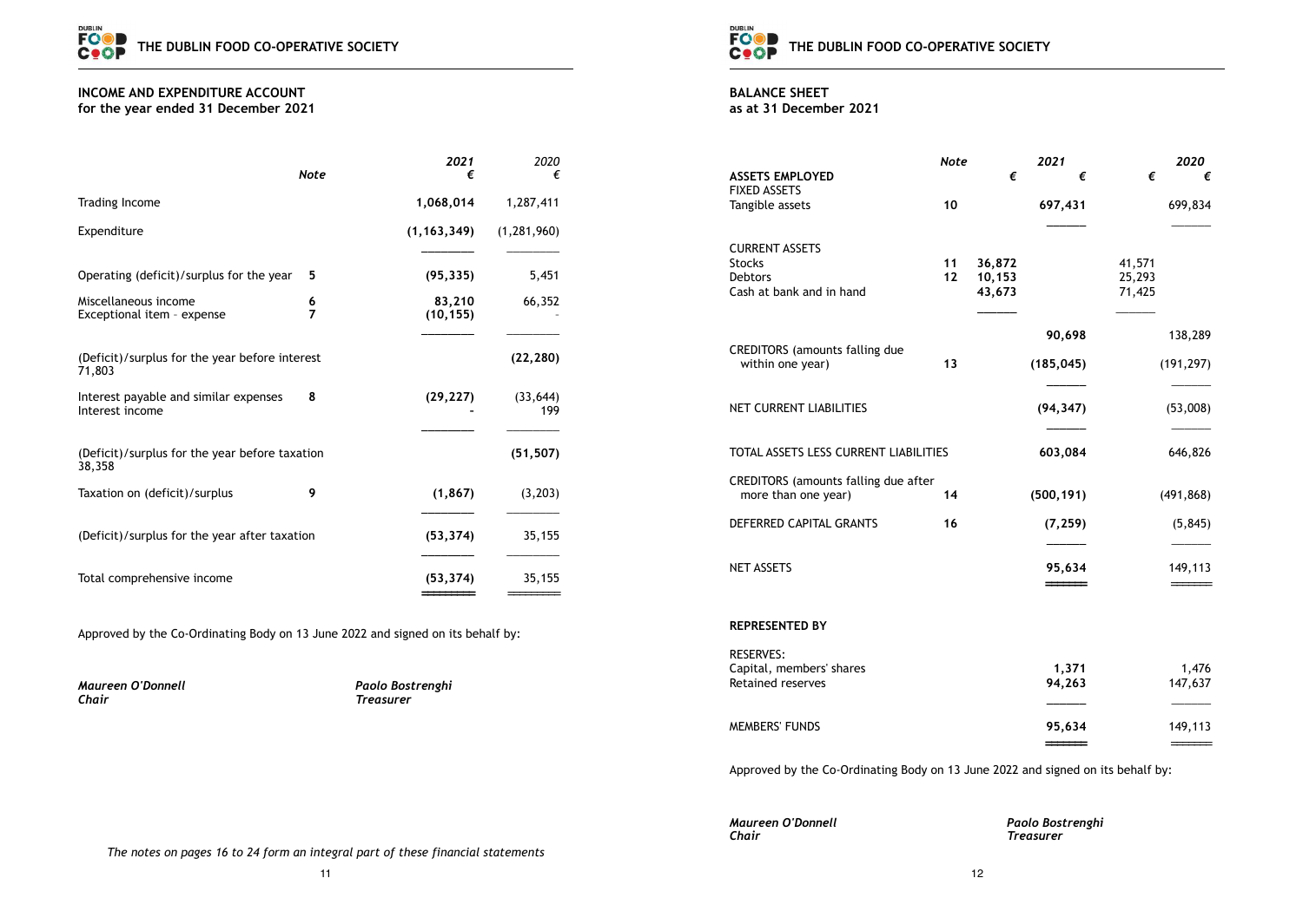## INCOME AND EXPENDITURE ACCOUNT
### for the year ended 31 December 2021

| | Note | 2021 € | 2020 € |
|---|---|---|---|
| Trading Income | | **1,068,014** | 1,287,411 |
| Expenditure | | **(1,163,349)** | (1,281,960) |
| Operating (deficit)/surplus for the year | 5 | **(95,335)** | 5,451 |
| Miscellaneous income | 6 | **83,210** | 66,352 |
| Exceptional item - expense | 7 | **(10,155)** | - |
| (Deficit)/surplus for the year before interest 71,803 | | | **(22,280)** |
| Interest payable and similar expenses | 8 | **(29,227)** | (33,644) |
| Interest income | | **-** | 199 |
| (Deficit)/surplus for the year before taxation 38,358 | | | **(51,507)** |
| Taxation on (deficit)/surplus | 9 | **(1,867)** | (3,203) |
| (Deficit)/surplus for the year after taxation | | **(53,374)** | 35,155 |
| Total comprehensive income | | **(53,374)** | 35,155 |

Approved by the Co-Ordinating Body on 13 June 2022 and signed on its behalf by:

***Maureen O'Donnell***
***Chair***

***Paolo Bostrenghi***
***Treasurer***

*The notes on pages 16 to 24 form an integral part of these financial statements*

## BALANCE SHEET
### as at 31 December 2021

| | Note | € | 2021 € | € | 2020 € |
|---|---|---|---|---|---|
| **ASSETS EMPLOYED** | | | | | |
| FIXED ASSETS | | | | | |
| Tangible assets | 10 | | **697,431** | | 699,834 |
| CURRENT ASSETS | | | | | |
| Stocks | 11 | **36,872** | | 41,571 | |
| Debtors | 12 | **10,153** | | 25,293 | |
| Cash at bank and in hand | | **43,673** | | 71,425 | |
| | | | **90,698** | | 138,289 |
| CREDITORS (amounts falling due within one year) | 13 | | **(185,045)** | | (191,297) |
| NET CURRENT LIABILITIES | | | **(94,347)** | | (53,008) |
| TOTAL ASSETS LESS CURRENT LIABILITIES | | | **603,084** | | 646,826 |
| CREDITORS (amounts falling due after more than one year) | 14 | | **(500,191)** | | (491,868) |
| DEFERRED CAPITAL GRANTS | 16 | | **(7,259)** | | (5,845) |
| NET ASSETS | | | **95,634** | | 149,113 |
| **REPRESENTED BY** | | | | | |
| RESERVES: | | | | | |
| Capital, members' shares | | | **1,371** | | 1,476 |
| Retained reserves | | | **94,263** | | 147,637 |
| MEMBERS' FUNDS | | | **95,634** | | 149,113 |

Approved by the Co-Ordinating Body on 13 June 2022 and signed on its behalf by:

***Maureen O'Donnell***
***Chair***

***Paolo Bostrenghi***
***Treasurer***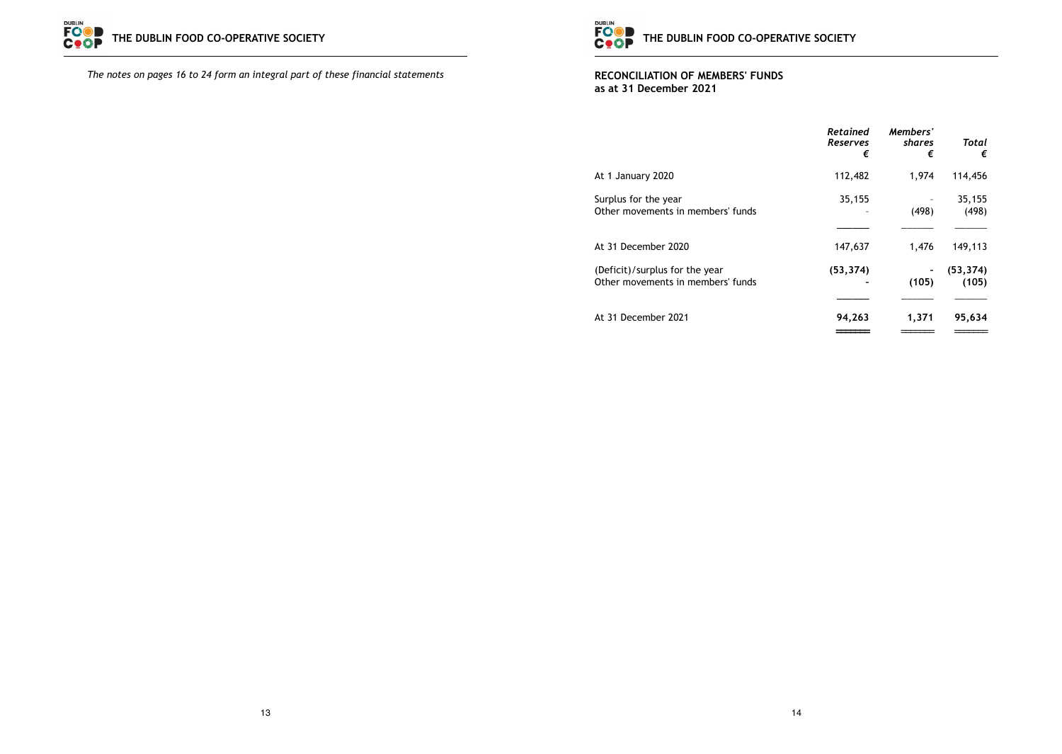*The notes on pages 16 to 24 form an integral part of these financial statements*

## RECONCILIATION OF MEMBERS' FUNDS
**as at 31 December 2021**

| | *Retained Reserves* € | *Members' shares* € | *Total* € |
|---|---|---|---|
| At 1 January 2020 | 112,482 | 1,974 | 114,456 |
| Surplus for the year | 35,155 | - | 35,155 |
| Other movements in members' funds | - | (498) | (498) |
| At 31 December 2020 | 147,637 | 1,476 | 149,113 |
| (Deficit)/surplus for the year | **(53,374)** | **-** | **(53,374)** |
| Other movements in members' funds | **-** | **(105)** | **(105)** |
| At 31 December 2021 | **94,263** | **1,371** | **95,634** |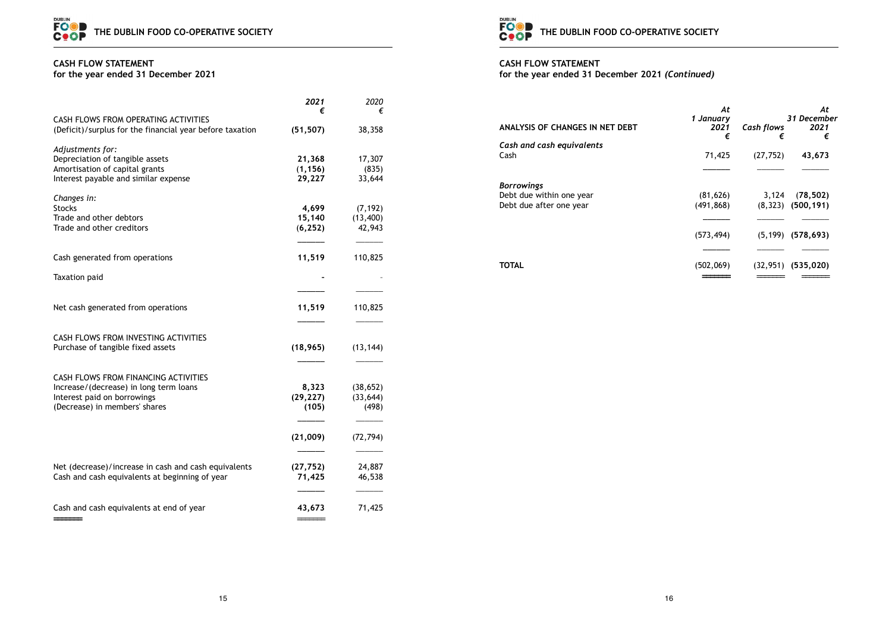## CASH FLOW STATEMENT
### for the year ended 31 December 2021

| | 2021 € | 2020 € |
|---|---|---|
| CASH FLOWS FROM OPERATING ACTIVITIES | | |
| (Deficit)/surplus for the financial year before taxation | **(51,507)** | 38,358 |
| *Adjustments for:* | | |
| Depreciation of tangible assets | **21,368** | 17,307 |
| Amortisation of capital grants | **(1,156)** | (835) |
| Interest payable and similar expense | **29,227** | 33,644 |
| *Changes in:* | | |
| Stocks | **4,699** | (7,192) |
| Trade and other debtors | **15,140** | (13,400) |
| Trade and other creditors | **(6,252)** | 42,943 |
| Cash generated from operations | **11,519** | 110,825 |
| Taxation paid | **-** | - |
| Net cash generated from operations | **11,519** | 110,825 |
| CASH FLOWS FROM INVESTING ACTIVITIES | | |
| Purchase of tangible fixed assets | **(18,965)** | (13,144) |
| CASH FLOWS FROM FINANCING ACTIVITIES | | |
| Increase/(decrease) in long term loans | **8,323** | (38,652) |
| Interest paid on borrowings | **(29,227)** | (33,644) |
| (Decrease) in members' shares | **(105)** | (498) |
| | **(21,009)** | (72,794) |
| Net (decrease)/increase in cash and cash equivalents | **(27,752)** | 24,887 |
| Cash and cash equivalents at beginning of year | **71,425** | 46,538 |
| Cash and cash equivalents at end of year | **43,673** | 71,425 |

## CASH FLOW STATEMENT
### for the year ended 31 December 2021 *(Continued)*

| ANALYSIS OF CHANGES IN NET DEBT | At 1 January 2021 € | Cash flows € | At 31 December 2021 € |
|---|---|---|---|
| ***Cash and cash equivalents*** | | | |
| Cash | 71,425 | (27,752) | **43,673** |
| ***Borrowings*** | | | |
| Debt due within one year | (81,626) | 3,124 | **(78,502)** |
| Debt due after one year | (491,868) | (8,323) | **(500,191)** |
| | (573,494) | (5,199) | **(578,693)** |
| **TOTAL** | (502,069) | (32,951) | **(535,020)** |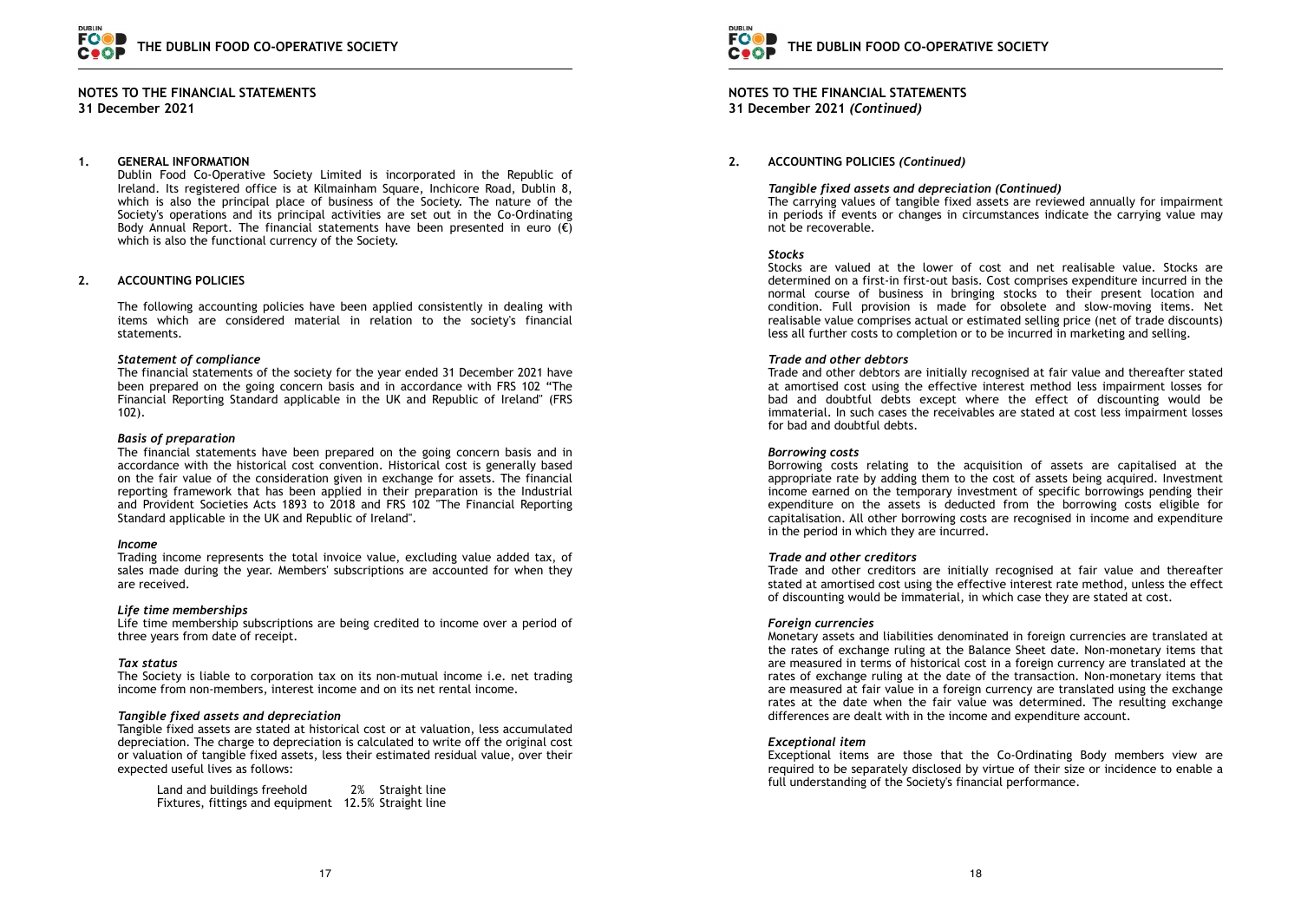## NOTES TO THE FINANCIAL STATEMENTS
**31 December 2021**

### 1. GENERAL INFORMATION

Dublin Food Co-Operative Society Limited is incorporated in the Republic of Ireland. Its registered office is at Kilmainham Square, Inchicore Road, Dublin 8, which is also the principal place of business of the Society. The nature of the Society's operations and its principal activities are set out in the Co-Ordinating Body Annual Report. The financial statements have been presented in euro (€) which is also the functional currency of the Society.

### 2. ACCOUNTING POLICIES

The following accounting policies have been applied consistently in dealing with items which are considered material in relation to the society's financial statements.

***Statement of compliance***

The financial statements of the society for the year ended 31 December 2021 have been prepared on the going concern basis and in accordance with FRS 102 "The Financial Reporting Standard applicable in the UK and Republic of Ireland" (FRS 102).

***Basis of preparation***

The financial statements have been prepared on the going concern basis and in accordance with the historical cost convention. Historical cost is generally based on the fair value of the consideration given in exchange for assets. The financial reporting framework that has been applied in their preparation is the Industrial and Provident Societies Acts 1893 to 2018 and FRS 102 "The Financial Reporting Standard applicable in the UK and Republic of Ireland".

***Income***

Trading income represents the total invoice value, excluding value added tax, of sales made during the year. Members' subscriptions are accounted for when they are received.

***Life time memberships***

Life time membership subscriptions are being credited to income over a period of three years from date of receipt.

***Tax status***

The Society is liable to corporation tax on its non-mutual income i.e. net trading income from non-members, interest income and on its net rental income.

***Tangible fixed assets and depreciation***

Tangible fixed assets are stated at historical cost or at valuation, less accumulated depreciation. The charge to depreciation is calculated to write off the original cost or valuation of tangible fixed assets, less their estimated residual value, over their expected useful lives as follows:

| | | |
|---|---|---|
| Land and buildings freehold | 2% | Straight line |
| Fixtures, fittings and equipment | 12.5% | Straight line |

## NOTES TO THE FINANCIAL STATEMENTS
**31 December 2021 *(Continued)***

### 2. ACCOUNTING POLICIES *(Continued)*

***Tangible fixed assets and depreciation (Continued)***

The carrying values of tangible fixed assets are reviewed annually for impairment in periods if events or changes in circumstances indicate the carrying value may not be recoverable.

***Stocks***

Stocks are valued at the lower of cost and net realisable value. Stocks are determined on a first-in first-out basis. Cost comprises expenditure incurred in the normal course of business in bringing stocks to their present location and condition. Full provision is made for obsolete and slow-moving items. Net realisable value comprises actual or estimated selling price (net of trade discounts) less all further costs to completion or to be incurred in marketing and selling.

***Trade and other debtors***

Trade and other debtors are initially recognised at fair value and thereafter stated at amortised cost using the effective interest method less impairment losses for bad and doubtful debts except where the effect of discounting would be immaterial. In such cases the receivables are stated at cost less impairment losses for bad and doubtful debts.

***Borrowing costs***

Borrowing costs relating to the acquisition of assets are capitalised at the appropriate rate by adding them to the cost of assets being acquired. Investment income earned on the temporary investment of specific borrowings pending their expenditure on the assets is deducted from the borrowing costs eligible for capitalisation. All other borrowing costs are recognised in income and expenditure in the period in which they are incurred.

***Trade and other creditors***

Trade and other creditors are initially recognised at fair value and thereafter stated at amortised cost using the effective interest rate method, unless the effect of discounting would be immaterial, in which case they are stated at cost.

***Foreign currencies***

Monetary assets and liabilities denominated in foreign currencies are translated at the rates of exchange ruling at the Balance Sheet date. Non-monetary items that are measured in terms of historical cost in a foreign currency are translated at the rates of exchange ruling at the date of the transaction. Non-monetary items that are measured at fair value in a foreign currency are translated using the exchange rates at the date when the fair value was determined. The resulting exchange differences are dealt with in the income and expenditure account.

***Exceptional item***

Exceptional items are those that the Co-Ordinating Body members view are required to be separately disclosed by virtue of their size or incidence to enable a full understanding of the Society's financial performance.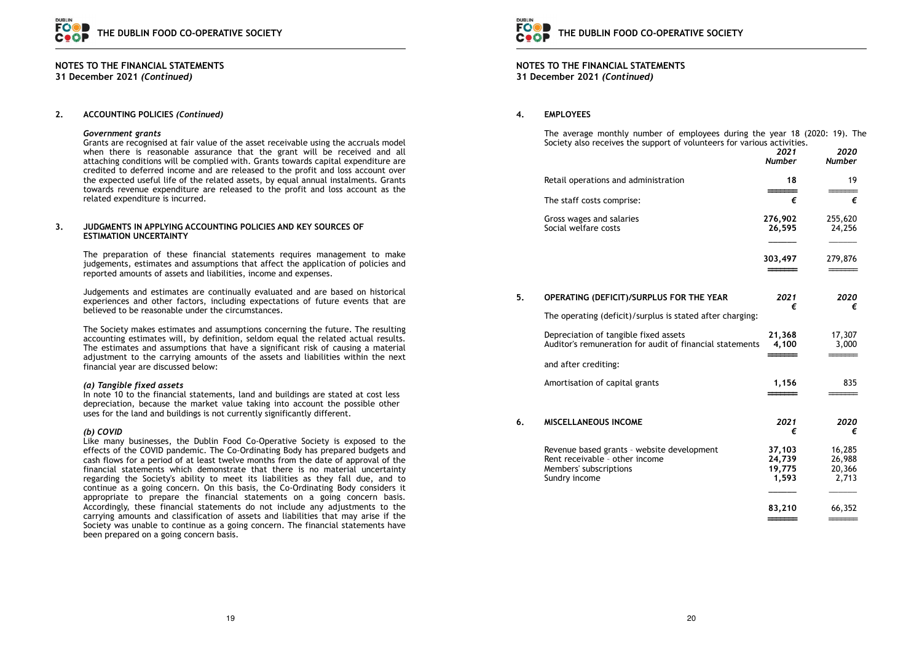## NOTES TO THE FINANCIAL STATEMENTS
**31 December 2021 *(Continued)***

### 2. ACCOUNTING POLICIES *(Continued)*

***Government grants***

Grants are recognised at fair value of the asset receivable using the accruals model when there is reasonable assurance that the grant will be received and all attaching conditions will be complied with. Grants towards capital expenditure are credited to deferred income and are released to the profit and loss account over the expected useful life of the related assets, by equal annual instalments. Grants towards revenue expenditure are released to the profit and loss account as the related expenditure is incurred.

### 3. JUDGMENTS IN APPLYING ACCOUNTING POLICIES AND KEY SOURCES OF ESTIMATION UNCERTAINTY

The preparation of these financial statements requires management to make judgements, estimates and assumptions that affect the application of policies and reported amounts of assets and liabilities, income and expenses.

Judgements and estimates are continually evaluated and are based on historical experiences and other factors, including expectations of future events that are believed to be reasonable under the circumstances.

The Society makes estimates and assumptions concerning the future. The resulting accounting estimates will, by definition, seldom equal the related actual results. The estimates and assumptions that have a significant risk of causing a material adjustment to the carrying amounts of the assets and liabilities within the next financial year are discussed below:

***(a) Tangible fixed assets***

In note 10 to the financial statements, land and buildings are stated at cost less depreciation, because the market value taking into account the possible other uses for the land and buildings is not currently significantly different.

***(b) COVID***

Like many businesses, the Dublin Food Co-Operative Society is exposed to the effects of the COVID pandemic. The Co-Ordinating Body has prepared budgets and cash flows for a period of at least twelve months from the date of approval of the financial statements which demonstrate that there is no material uncertainty regarding the Society's ability to meet its liabilities as they fall due, and to continue as a going concern. On this basis, the Co-Ordinating Body considers it appropriate to prepare the financial statements on a going concern basis. Accordingly, these financial statements do not include any adjustments to the carrying amounts and classification of assets and liabilities that may arise if the Society was unable to continue as a going concern. The financial statements have been prepared on a going concern basis.

### 4. EMPLOYEES

The average monthly number of employees during the year 18 (2020: 19). The Society also receives the support of volunteers for various activities.

| | *2021* | *2020* |
|---|---|---|
| | ***Number*** | ***Number*** |
| Retail operations and administration | **18** | 19 |
| The staff costs comprise: | **€** | **€** |
| Gross wages and salaries | **276,902** | 255,620 |
| Social welfare costs | **26,595** | 24,256 |
| | **303,497** | 279,876 |

### 5. OPERATING (DEFICIT)/SURPLUS FOR THE YEAR

| | *2021* | *2020* |
|---|---|---|
| | **€** | **€** |
| The operating (deficit)/surplus is stated after charging: | | |
| Depreciation of tangible fixed assets | **21,368** | 17,307 |
| Auditor's remuneration for audit of financial statements | **4,100** | 3,000 |
| and after crediting: | | |
| Amortisation of capital grants | **1,156** | 835 |

### 6. MISCELLANEOUS INCOME

| | *2021* | *2020* |
|---|---|---|
| | **€** | **€** |
| Revenue based grants - website development | **37,103** | 16,285 |
| Rent receivable - other income | **24,739** | 26,988 |
| Members' subscriptions | **19,775** | 20,366 |
| Sundry income | **1,593** | 2,713 |
| | **83,210** | 66,352 |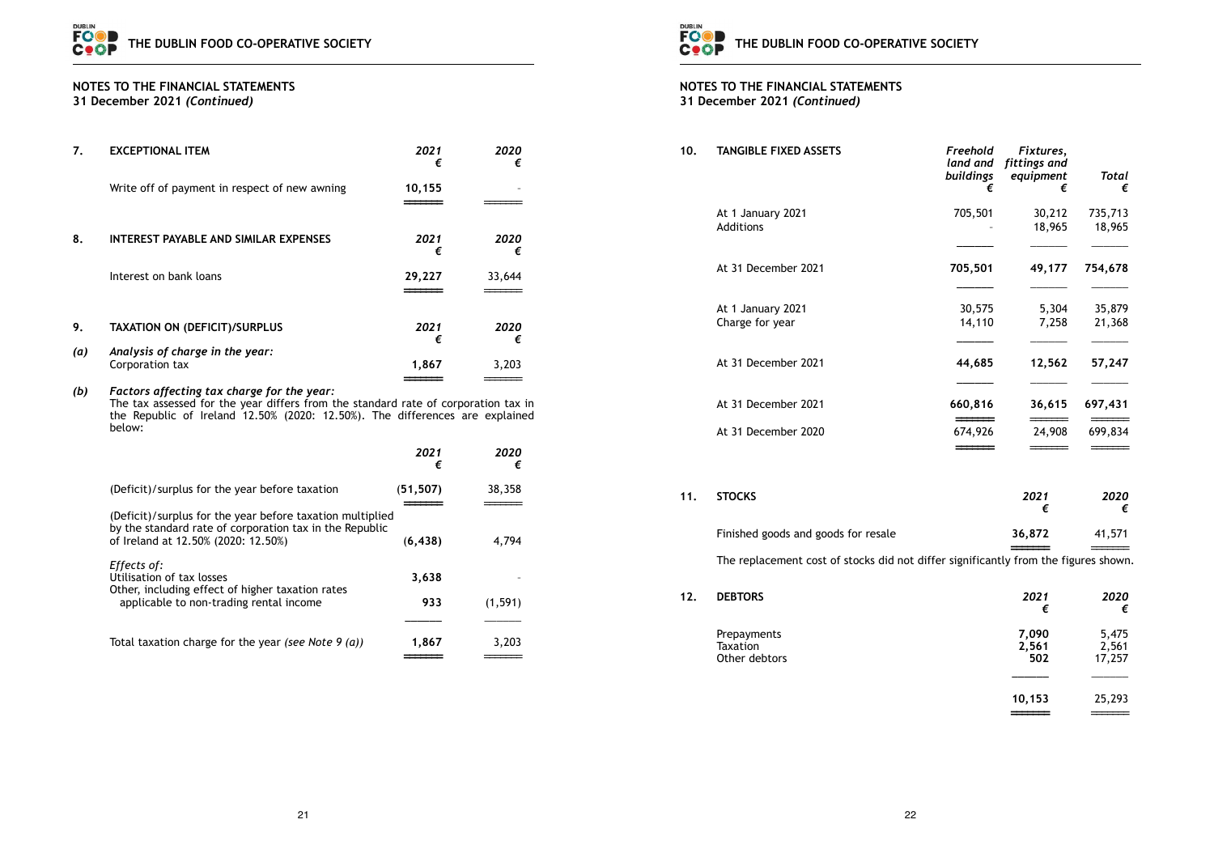## NOTES TO THE FINANCIAL STATEMENTS
**31 December 2021** ***(Continued)***

### 7. EXCEPTIONAL ITEM

| | *2021* € | *2020* € |
|---|---|---|
| Write off of payment in respect of new awning | **10,155** | - |

### 8. INTEREST PAYABLE AND SIMILAR EXPENSES

| | *2021* € | *2020* € |
|---|---|---|
| Interest on bank loans | **29,227** | 33,644 |

### 9. TAXATION ON (DEFICIT)/SURPLUS

| | *2021* € | *2020* € |
|---|---|---|
| ***(a) Analysis of charge in the year:*** | | |
| Corporation tax | **1,867** | 3,203 |

***(b) Factors affecting tax charge for the year:***
The tax assessed for the year differs from the standard rate of corporation tax in the Republic of Ireland 12.50% (2020: 12.50%). The differences are explained below:

| | *2021* € | *2020* € |
|---|---|---|
| (Deficit)/surplus for the year before taxation | **(51,507)** | 38,358 |
| (Deficit)/surplus for the year before taxation multiplied by the standard rate of corporation tax in the Republic of Ireland at 12.50% (2020: 12.50%) | **(6,438)** | 4,794 |
| *Effects of:* | | |
| Utilisation of tax losses | **3,638** | - |
| Other, including effect of higher taxation rates applicable to non-trading rental income | **933** | (1,591) |
| Total taxation charge for the year *(see Note 9 (a))* | **1,867** | 3,203 |

### 10. TANGIBLE FIXED ASSETS

| | *Freehold land and buildings* € | *Fixtures, fittings and equipment* € | *Total* € |
|---|---|---|---|
| At 1 January 2021 | 705,501 | 30,212 | 735,713 |
| Additions | - | 18,965 | 18,965 |
| At 31 December 2021 | **705,501** | **49,177** | **754,678** |
| At 1 January 2021 | 30,575 | 5,304 | 35,879 |
| Charge for year | 14,110 | 7,258 | 21,368 |
| At 31 December 2021 | **44,685** | **12,562** | **57,247** |
| At 31 December 2021 | **660,816** | **36,615** | **697,431** |
| At 31 December 2020 | 674,926 | 24,908 | 699,834 |

### 11. STOCKS

| | *2021* € | *2020* € |
|---|---|---|
| Finished goods and goods for resale | **36,872** | 41,571 |

The replacement cost of stocks did not differ significantly from the figures shown.

### 12. DEBTORS

| | *2021* € | *2020* € |
|---|---|---|
| Prepayments | **7,090** | 5,475 |
| Taxation | **2,561** | 2,561 |
| Other debtors | **502** | 17,257 |
| | **10,153** | 25,293 |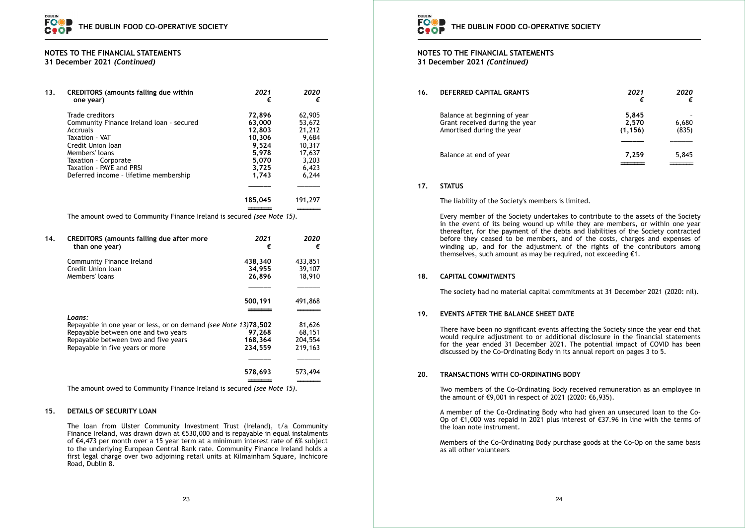## NOTES TO THE FINANCIAL STATEMENTS
**31 December 2021 *(Continued)***

### 13. CREDITORS (amounts falling due within one year)

| | *2021* € | *2020* € |
|---|---|---|
| Trade creditors | **72,896** | 62,905 |
| Community Finance Ireland loan - secured | **63,000** | 53,672 |
| Accruals | **12,803** | 21,212 |
| Taxation - VAT | **10,306** | 9,684 |
| Credit Union loan | **9,524** | 10,317 |
| Members' loans | **5,978** | 17,637 |
| Taxation - Corporate | **5,070** | 3,203 |
| Taxation - PAYE and PRSI | **3,725** | 6,423 |
| Deferred income - lifetime membership | **1,743** | 6,244 |
| | **185,045** | 191,297 |

The amount owed to Community Finance Ireland is secured *(see Note 15)*.

### 14. CREDITORS (amounts falling due after more than one year)

| | *2021* € | *2020* € |
|---|---|---|
| Community Finance Ireland | **438,340** | 433,851 |
| Credit Union loan | **34,955** | 39,107 |
| Members' loans | **26,896** | 18,910 |
| | **500,191** | 491,868 |
| ***Loans:*** | | |
| Repayable in one year or less, or on demand *(see Note 13)* | **78,502** | 81,626 |
| Repayable between one and two years | **97,268** | 68,151 |
| Repayable between two and five years | **168,364** | 204,554 |
| Repayable in five years or more | **234,559** | 219,163 |
| | **578,693** | 573,494 |

The amount owed to Community Finance Ireland is secured *(see Note 15)*.

### 15. DETAILS OF SECURITY LOAN

The loan from Ulster Community Investment Trust (Ireland), t/a Community Finance Ireland, was drawn down at €530,000 and is repayable in equal instalments of €4,473 per month over a 15 year term at a minimum interest rate of 6% subject to the underlying European Central Bank rate. Community Finance Ireland holds a first legal charge over two adjoining retail units at Kilmainham Square, Inchicore Road, Dublin 8.

### 16. DEFERRED CAPITAL GRANTS

| | *2021* € | *2020* € |
|---|---|---|
| Balance at beginning of year | **5,845** | - |
| Grant received during the year | **2,570** | 6,680 |
| Amortised during the year | **(1,156)** | (835) |
| Balance at end of year | **7,259** | 5,845 |

### 17. STATUS

The liability of the Society's members is limited.

Every member of the Society undertakes to contribute to the assets of the Society in the event of its being wound up while they are members, or within one year thereafter, for the payment of the debts and liabilities of the Society contracted before they ceased to be members, and of the costs, charges and expenses of winding up, and for the adjustment of the rights of the contributors among themselves, such amount as may be required, not exceeding €1.

### 18. CAPITAL COMMITMENTS

The society had no material capital commitments at 31 December 2021 (2020: nil).

### 19. EVENTS AFTER THE BALANCE SHEET DATE

There have been no significant events affecting the Society since the year end that would require adjustment to or additional disclosure in the financial statements for the year ended 31 December 2021. The potential impact of COVID has been discussed by the Co-Ordinating Body in its annual report on pages 3 to 5.

### 20. TRANSACTIONS WITH CO-ORDINATING BODY

Two members of the Co-Ordinating Body received remuneration as an employee in the amount of €9,001 in respect of 2021 (2020: €6,935).

A member of the Co-Ordinating Body who had given an unsecured loan to the Co-Op of €1,000 was repaid in 2021 plus interest of €37.96 in line with the terms of the loan note instrument.

Members of the Co-Ordinating Body purchase goods at the Co-Op on the same basis as all other volunteers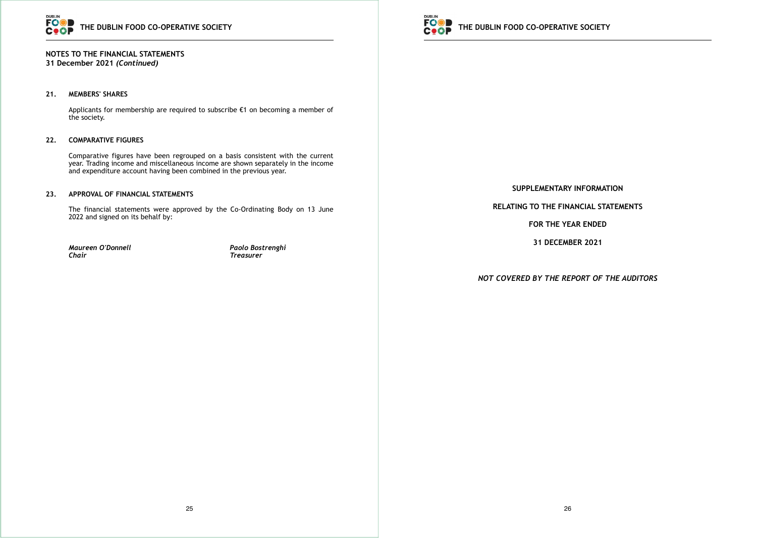**NOTES TO THE FINANCIAL STATEMENTS**
**31 December 2021 *(Continued)***

### 21. MEMBERS' SHARES

Applicants for membership are required to subscribe €1 on becoming a member of the society.

### 22. COMPARATIVE FIGURES

Comparative figures have been regrouped on a basis consistent with the current year. Trading income and miscellaneous income are shown separately in the income and expenditure account having been combined in the previous year.

### 23. APPROVAL OF FINANCIAL STATEMENTS

The financial statements were approved by the Co-Ordinating Body on 13 June 2022 and signed on its behalf by:

*Maureen O'Donnell*
*Chair*

*Paolo Bostrenghi*
*Treasurer*

**SUPPLEMENTARY INFORMATION**

**RELATING TO THE FINANCIAL STATEMENTS**

**FOR THE YEAR ENDED**

**31 DECEMBER 2021**

***NOT COVERED BY THE REPORT OF THE AUDITORS***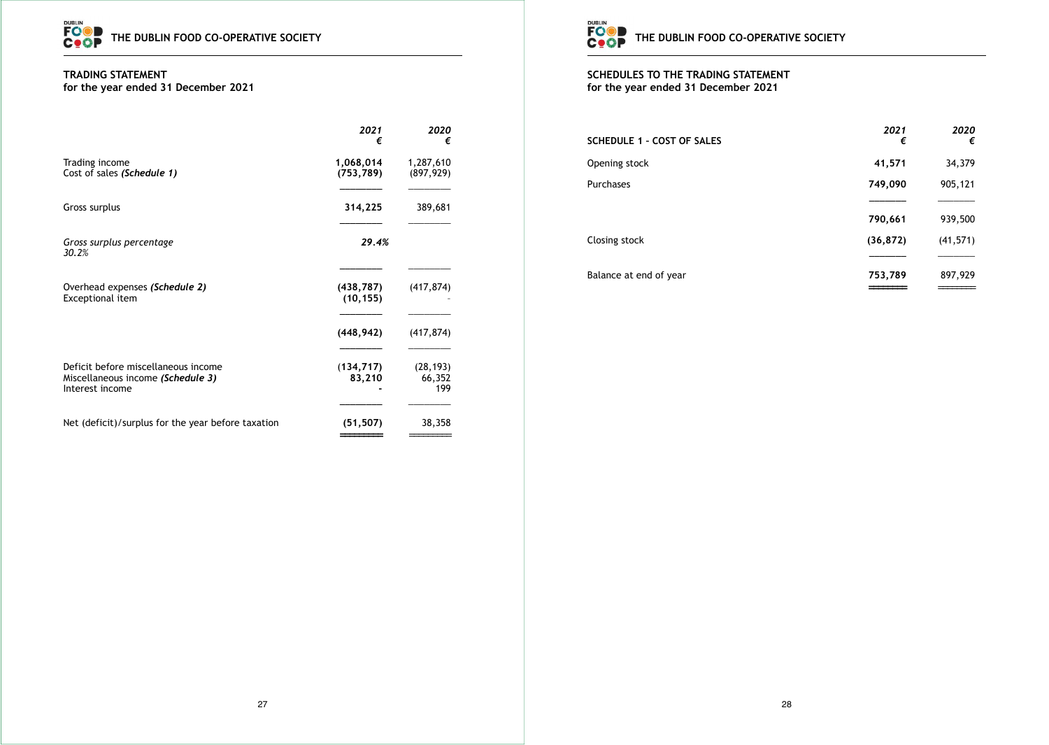## TRADING STATEMENT
**for the year ended 31 December 2021**

| | 2021 € | 2020 € |
|---|---|---|
| Trading income | **1,068,014** | 1,287,610 |
| Cost of sales *(Schedule 1)* | **(753,789)** | (897,929) |
| Gross surplus | **314,225** | 389,681 |
| *Gross surplus percentage* | ***29.4%*** | *30.2%* |
| Overhead expenses *(Schedule 2)* | **(438,787)** | (417,874) |
| Exceptional item | **(10,155)** | - |
| | **(448,942)** | (417,874) |
| Deficit before miscellaneous income | **(134,717)** | (28,193) |
| Miscellaneous income *(Schedule 3)* | **83,210** | 66,352 |
| Interest income | **-** | 199 |
| Net (deficit)/surplus for the year before taxation | **(51,507)** | 38,358 |

## SCHEDULES TO THE TRADING STATEMENT
**for the year ended 31 December 2021**

| SCHEDULE 1 - COST OF SALES | 2021 € | 2020 € |
|---|---|---|
| Opening stock | **41,571** | 34,379 |
| Purchases | **749,090** | 905,121 |
| | **790,661** | 939,500 |
| Closing stock | **(36,872)** | (41,571) |
| Balance at end of year | **753,789** | 897,929 |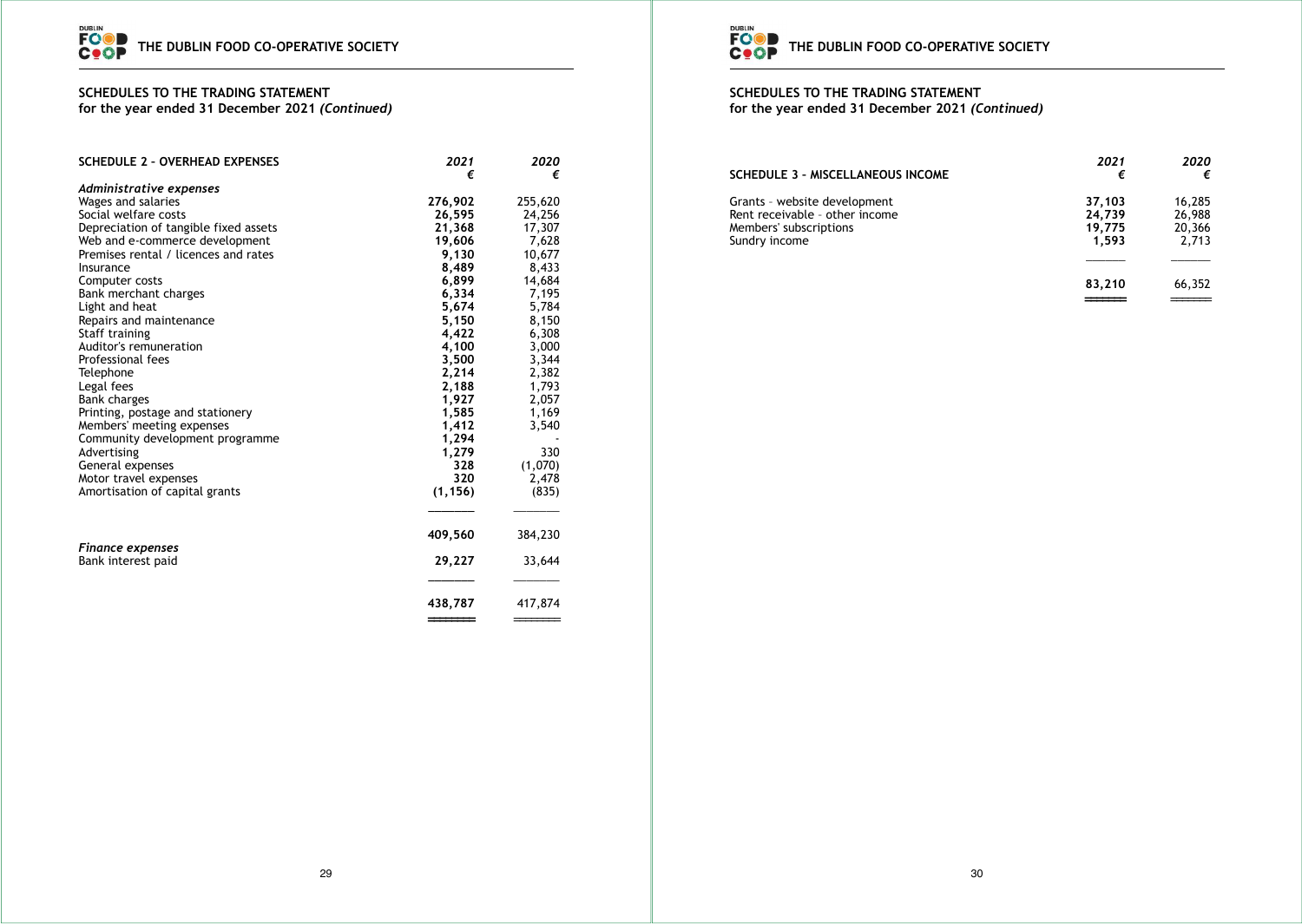## SCHEDULES TO THE TRADING STATEMENT
**for the year ended 31 December 2021 *(Continued)***

| SCHEDULE 2 - OVERHEAD EXPENSES | 2021 € | 2020 € |
|---|---|---|
| ***Administrative expenses*** | | |
| Wages and salaries | **276,902** | 255,620 |
| Social welfare costs | **26,595** | 24,256 |
| Depreciation of tangible fixed assets | **21,368** | 17,307 |
| Web and e-commerce development | **19,606** | 7,628 |
| Premises rental / licences and rates | **9,130** | 10,677 |
| Insurance | **8,489** | 8,433 |
| Computer costs | **6,899** | 14,684 |
| Bank merchant charges | **6,334** | 7,195 |
| Light and heat | **5,674** | 5,784 |
| Repairs and maintenance | **5,150** | 8,150 |
| Staff training | **4,422** | 6,308 |
| Auditor's remuneration | **4,100** | 3,000 |
| Professional fees | **3,500** | 3,344 |
| Telephone | **2,214** | 2,382 |
| Legal fees | **2,188** | 1,793 |
| Bank charges | **1,927** | 2,057 |
| Printing, postage and stationery | **1,585** | 1,169 |
| Members' meeting expenses | **1,412** | 3,540 |
| Community development programme | **1,294** | - |
| Advertising | **1,279** | 330 |
| General expenses | **328** | (1,070) |
| Motor travel expenses | **320** | 2,478 |
| Amortisation of capital grants | **(1,156)** | (835) |
| | **409,560** | 384,230 |
| ***Finance expenses*** | | |
| Bank interest paid | **29,227** | 33,644 |
| | **438,787** | 417,874 |

## SCHEDULES TO THE TRADING STATEMENT
**for the year ended 31 December 2021 *(Continued)***

| SCHEDULE 3 - MISCELLANEOUS INCOME | 2021 € | 2020 € |
|---|---|---|
| Grants - website development | **37,103** | 16,285 |
| Rent receivable - other income | **24,739** | 26,988 |
| Members' subscriptions | **19,775** | 20,366 |
| Sundry income | **1,593** | 2,713 |
| | **83,210** | 66,352 |